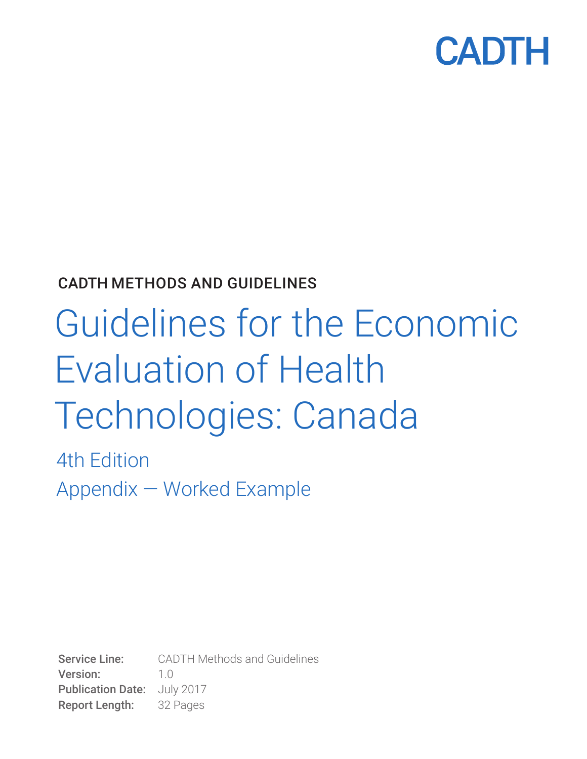CADTH

CADTH METHODS AND GUIDELINES

# Guidelines for the Economic Evaluation of Health Technologies: Canada

## 4th Edition

## Appendix — Worked Example

**Service Line:** CADTH Methods and Guidelines
**Version:** 1.0
**Publication Date:** July 2017
**Report Length:** 32 Pages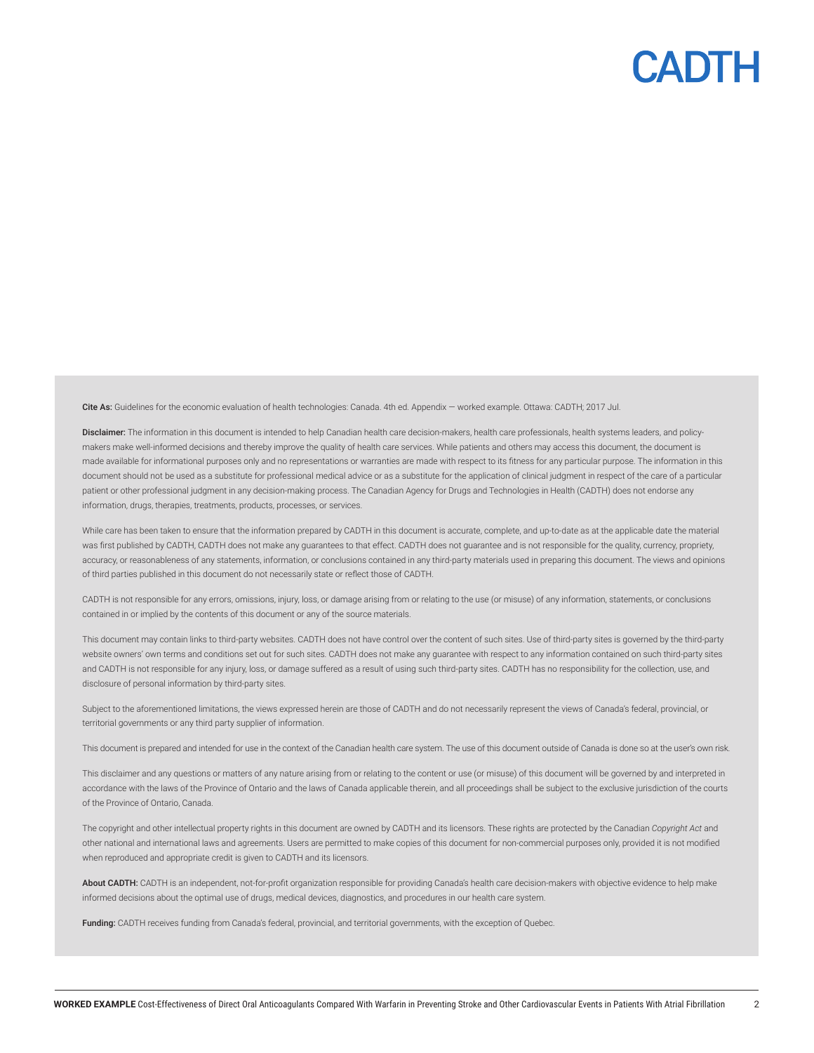**Cite As:** Guidelines for the economic evaluation of health technologies: Canada. 4th ed. Appendix — worked example. Ottawa: CADTH; 2017 Jul.

**Disclaimer:** The information in this document is intended to help Canadian health care decision-makers, health care professionals, health systems leaders, and policy-makers make well-informed decisions and thereby improve the quality of health care services. While patients and others may access this document, the document is made available for informational purposes only and no representations or warranties are made with respect to its fitness for any particular purpose. The information in this document should not be used as a substitute for professional medical advice or as a substitute for the application of clinical judgment in respect of the care of a particular patient or other professional judgment in any decision-making process. The Canadian Agency for Drugs and Technologies in Health (CADTH) does not endorse any information, drugs, therapies, treatments, products, processes, or services.

While care has been taken to ensure that the information prepared by CADTH in this document is accurate, complete, and up-to-date as at the applicable date the material was first published by CADTH, CADTH does not make any guarantees to that effect. CADTH does not guarantee and is not responsible for the quality, currency, propriety, accuracy, or reasonableness of any statements, information, or conclusions contained in any third-party materials used in preparing this document. The views and opinions of third parties published in this document do not necessarily state or reflect those of CADTH.

CADTH is not responsible for any errors, omissions, injury, loss, or damage arising from or relating to the use (or misuse) of any information, statements, or conclusions contained in or implied by the contents of this document or any of the source materials.

This document may contain links to third-party websites. CADTH does not have control over the content of such sites. Use of third-party sites is governed by the third-party website owners' own terms and conditions set out for such sites. CADTH does not make any guarantee with respect to any information contained on such third-party sites and CADTH is not responsible for any injury, loss, or damage suffered as a result of using such third-party sites. CADTH has no responsibility for the collection, use, and disclosure of personal information by third-party sites.

Subject to the aforementioned limitations, the views expressed herein are those of CADTH and do not necessarily represent the views of Canada's federal, provincial, or territorial governments or any third party supplier of information.

This document is prepared and intended for use in the context of the Canadian health care system. The use of this document outside of Canada is done so at the user's own risk.

This disclaimer and any questions or matters of any nature arising from or relating to the content or use (or misuse) of this document will be governed by and interpreted in accordance with the laws of the Province of Ontario and the laws of Canada applicable therein, and all proceedings shall be subject to the exclusive jurisdiction of the courts of the Province of Ontario, Canada.

The copyright and other intellectual property rights in this document are owned by CADTH and its licensors. These rights are protected by the Canadian *Copyright Act* and other national and international laws and agreements. Users are permitted to make copies of this document for non-commercial purposes only, provided it is not modified when reproduced and appropriate credit is given to CADTH and its licensors.

**About CADTH:** CADTH is an independent, not-for-profit organization responsible for providing Canada's health care decision-makers with objective evidence to help make informed decisions about the optimal use of drugs, medical devices, diagnostics, and procedures in our health care system.

**Funding:** CADTH receives funding from Canada's federal, provincial, and territorial governments, with the exception of Quebec.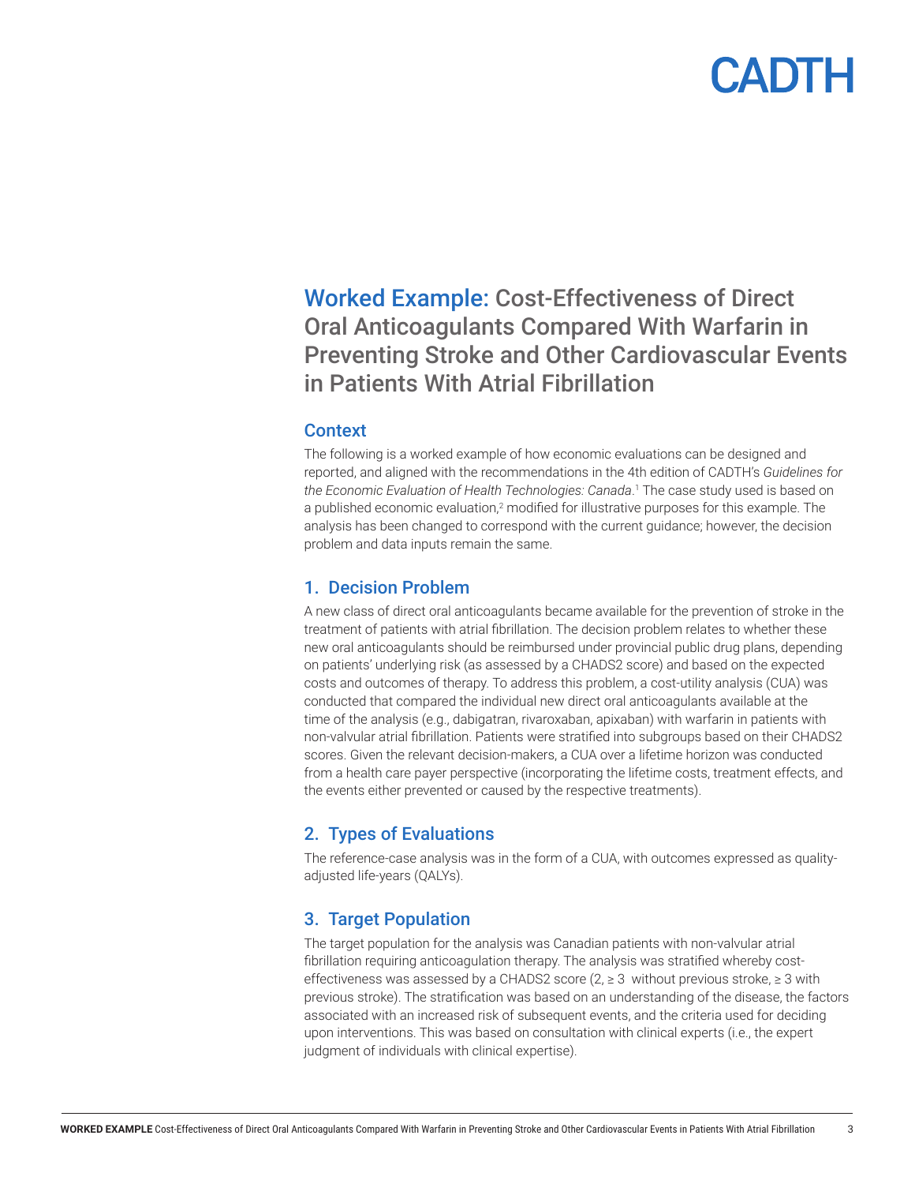# Worked Example: Cost-Effectiveness of Direct Oral Anticoagulants Compared With Warfarin in Preventing Stroke and Other Cardiovascular Events in Patients With Atrial Fibrillation

## Context

The following is a worked example of how economic evaluations can be designed and reported, and aligned with the recommendations in the 4th edition of CADTH's *Guidelines for the Economic Evaluation of Health Technologies: Canada*.[1] The case study used is based on a published economic evaluation,[2] modified for illustrative purposes for this example. The analysis has been changed to correspond with the current guidance; however, the decision problem and data inputs remain the same.

## 1. Decision Problem

A new class of direct oral anticoagulants became available for the prevention of stroke in the treatment of patients with atrial fibrillation. The decision problem relates to whether these new oral anticoagulants should be reimbursed under provincial public drug plans, depending on patients' underlying risk (as assessed by a CHADS2 score) and based on the expected costs and outcomes of therapy. To address this problem, a cost-utility analysis (CUA) was conducted that compared the individual new direct oral anticoagulants available at the time of the analysis (e.g., dabigatran, rivaroxaban, apixaban) with warfarin in patients with non-valvular atrial fibrillation. Patients were stratified into subgroups based on their CHADS2 scores. Given the relevant decision-makers, a CUA over a lifetime horizon was conducted from a health care payer perspective (incorporating the lifetime costs, treatment effects, and the events either prevented or caused by the respective treatments).

## 2. Types of Evaluations

The reference-case analysis was in the form of a CUA, with outcomes expressed as quality-adjusted life-years (QALYs).

## 3. Target Population

The target population for the analysis was Canadian patients with non-valvular atrial fibrillation requiring anticoagulation therapy. The analysis was stratified whereby cost-effectiveness was assessed by a CHADS2 score (2, ≥ 3 without previous stroke, ≥ 3 with previous stroke). The stratification was based on an understanding of the disease, the factors associated with an increased risk of subsequent events, and the criteria used for deciding upon interventions. This was based on consultation with clinical experts (i.e., the expert judgment of individuals with clinical expertise).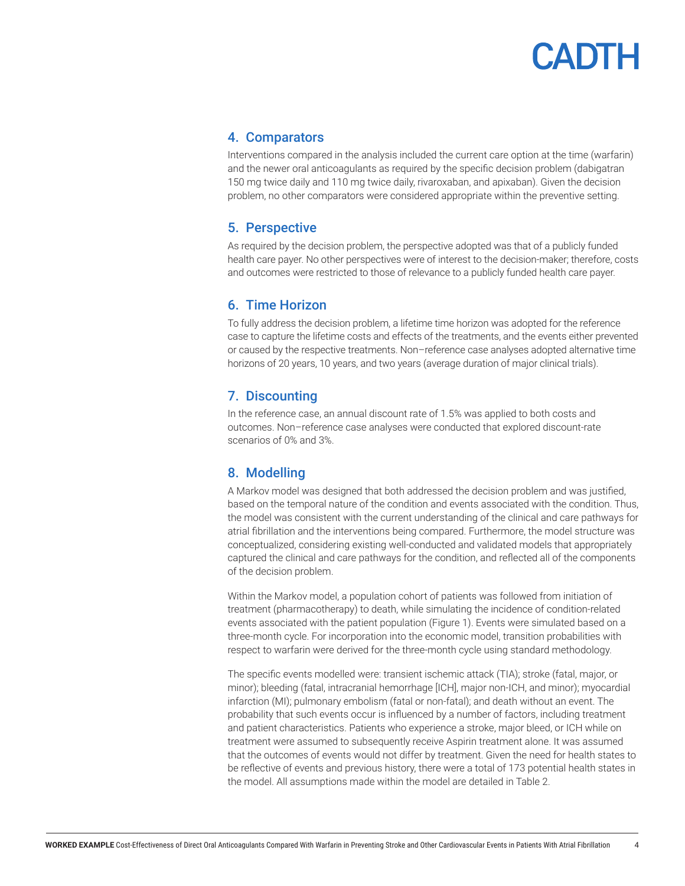## 4. Comparators

Interventions compared in the analysis included the current care option at the time (warfarin) and the newer oral anticoagulants as required by the specific decision problem (dabigatran 150 mg twice daily and 110 mg twice daily, rivaroxaban, and apixaban). Given the decision problem, no other comparators were considered appropriate within the preventive setting.

## 5. Perspective

As required by the decision problem, the perspective adopted was that of a publicly funded health care payer. No other perspectives were of interest to the decision-maker; therefore, costs and outcomes were restricted to those of relevance to a publicly funded health care payer.

## 6. Time Horizon

To fully address the decision problem, a lifetime time horizon was adopted for the reference case to capture the lifetime costs and effects of the treatments, and the events either prevented or caused by the respective treatments. Non–reference case analyses adopted alternative time horizons of 20 years, 10 years, and two years (average duration of major clinical trials).

## 7. Discounting

In the reference case, an annual discount rate of 1.5% was applied to both costs and outcomes. Non–reference case analyses were conducted that explored discount-rate scenarios of 0% and 3%.

## 8. Modelling

A Markov model was designed that both addressed the decision problem and was justified, based on the temporal nature of the condition and events associated with the condition. Thus, the model was consistent with the current understanding of the clinical and care pathways for atrial fibrillation and the interventions being compared. Furthermore, the model structure was conceptualized, considering existing well-conducted and validated models that appropriately captured the clinical and care pathways for the condition, and reflected all of the components of the decision problem.

Within the Markov model, a population cohort of patients was followed from initiation of treatment (pharmacotherapy) to death, while simulating the incidence of condition-related events associated with the patient population (Figure 1). Events were simulated based on a three-month cycle. For incorporation into the economic model, transition probabilities with respect to warfarin were derived for the three-month cycle using standard methodology.

The specific events modelled were: transient ischemic attack (TIA); stroke (fatal, major, or minor); bleeding (fatal, intracranial hemorrhage [ICH], major non-ICH, and minor); myocardial infarction (MI); pulmonary embolism (fatal or non-fatal); and death without an event. The probability that such events occur is influenced by a number of factors, including treatment and patient characteristics. Patients who experience a stroke, major bleed, or ICH while on treatment were assumed to subsequently receive Aspirin treatment alone. It was assumed that the outcomes of events would not differ by treatment. Given the need for health states to be reflective of events and previous history, there were a total of 173 potential health states in the model. All assumptions made within the model are detailed in Table 2.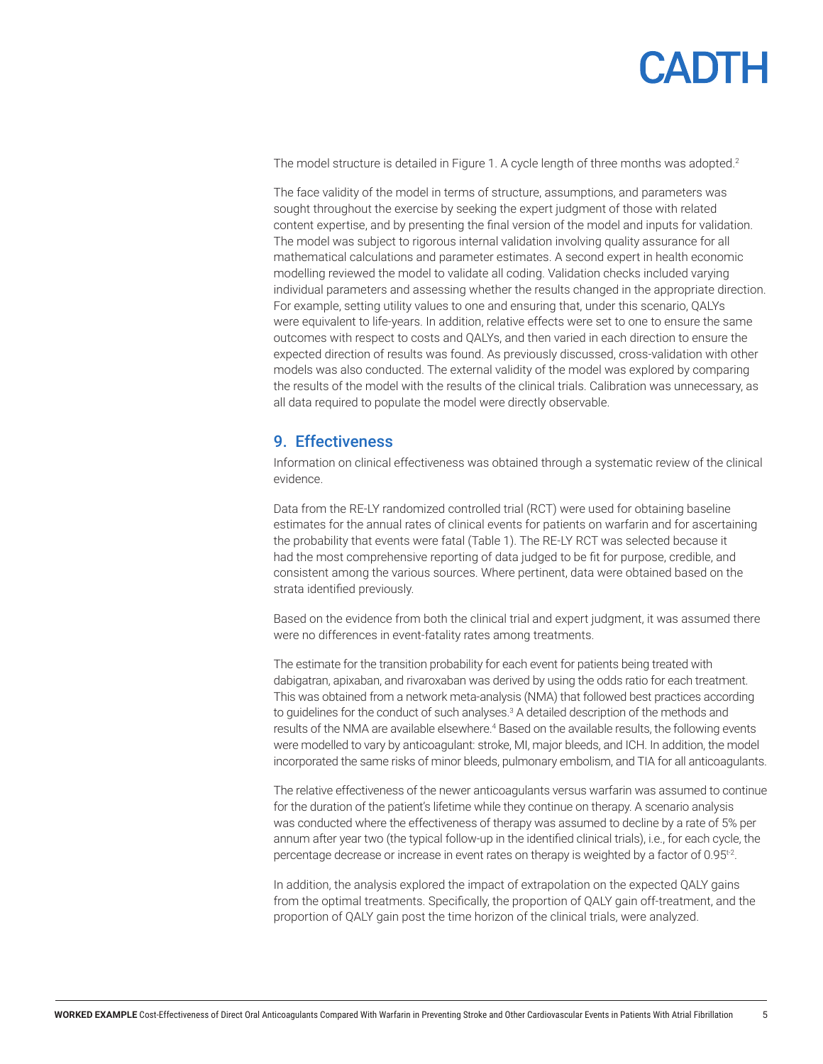The model structure is detailed in Figure 1. A cycle length of three months was adopted.[2]

The face validity of the model in terms of structure, assumptions, and parameters was sought throughout the exercise by seeking the expert judgment of those with related content expertise, and by presenting the final version of the model and inputs for validation. The model was subject to rigorous internal validation involving quality assurance for all mathematical calculations and parameter estimates. A second expert in health economic modelling reviewed the model to validate all coding. Validation checks included varying individual parameters and assessing whether the results changed in the appropriate direction. For example, setting utility values to one and ensuring that, under this scenario, QALYs were equivalent to life-years. In addition, relative effects were set to one to ensure the same outcomes with respect to costs and QALYs, and then varied in each direction to ensure the expected direction of results was found. As previously discussed, cross-validation with other models was also conducted. The external validity of the model was explored by comparing the results of the model with the results of the clinical trials. Calibration was unnecessary, as all data required to populate the model were directly observable.

## 9. Effectiveness

Information on clinical effectiveness was obtained through a systematic review of the clinical evidence.

Data from the RE-LY randomized controlled trial (RCT) were used for obtaining baseline estimates for the annual rates of clinical events for patients on warfarin and for ascertaining the probability that events were fatal (Table 1). The RE-LY RCT was selected because it had the most comprehensive reporting of data judged to be fit for purpose, credible, and consistent among the various sources. Where pertinent, data were obtained based on the strata identified previously.

Based on the evidence from both the clinical trial and expert judgment, it was assumed there were no differences in event-fatality rates among treatments.

The estimate for the transition probability for each event for patients being treated with dabigatran, apixaban, and rivaroxaban was derived by using the odds ratio for each treatment. This was obtained from a network meta-analysis (NMA) that followed best practices according to guidelines for the conduct of such analyses.[3] A detailed description of the methods and results of the NMA are available elsewhere.[4] Based on the available results, the following events were modelled to vary by anticoagulant: stroke, MI, major bleeds, and ICH. In addition, the model incorporated the same risks of minor bleeds, pulmonary embolism, and TIA for all anticoagulants.

The relative effectiveness of the newer anticoagulants versus warfarin was assumed to continue for the duration of the patient's lifetime while they continue on therapy. A scenario analysis was conducted where the effectiveness of therapy was assumed to decline by a rate of 5% per annum after year two (the typical follow-up in the identified clinical trials), i.e., for each cycle, the percentage decrease or increase in event rates on therapy is weighted by a factor of $0.95^{t-2}$.

In addition, the analysis explored the impact of extrapolation on the expected QALY gains from the optimal treatments. Specifically, the proportion of QALY gain off-treatment, and the proportion of QALY gain post the time horizon of the clinical trials, were analyzed.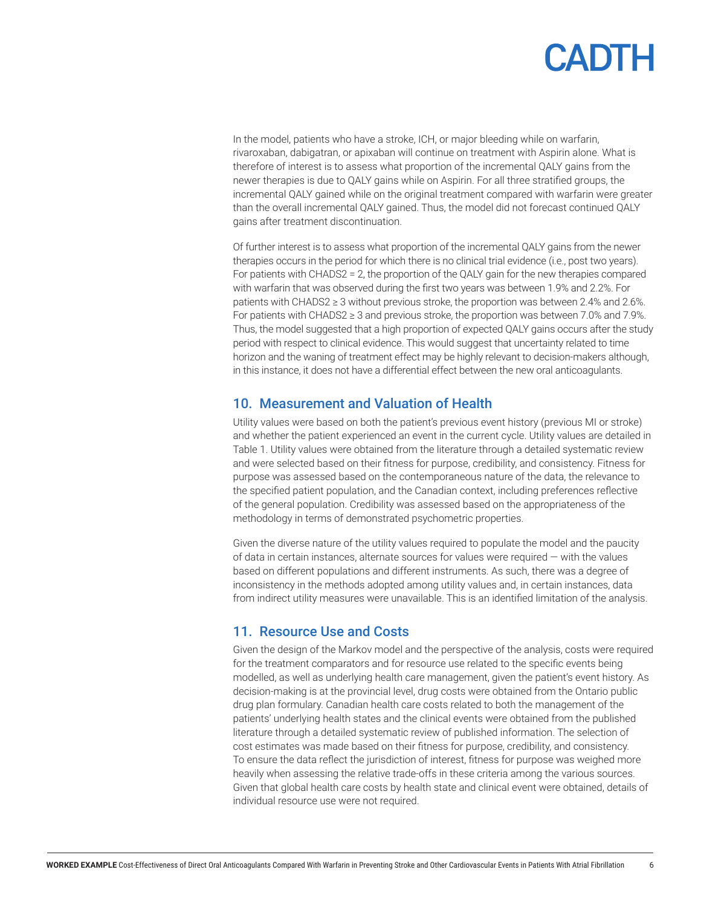In the model, patients who have a stroke, ICH, or major bleeding while on warfarin, rivaroxaban, dabigatran, or apixaban will continue on treatment with Aspirin alone. What is therefore of interest is to assess what proportion of the incremental QALY gains from the newer therapies is due to QALY gains while on Aspirin. For all three stratified groups, the incremental QALY gained while on the original treatment compared with warfarin were greater than the overall incremental QALY gained. Thus, the model did not forecast continued QALY gains after treatment discontinuation.

Of further interest is to assess what proportion of the incremental QALY gains from the newer therapies occurs in the period for which there is no clinical trial evidence (i.e., post two years). For patients with CHADS2 = 2, the proportion of the QALY gain for the new therapies compared with warfarin that was observed during the first two years was between 1.9% and 2.2%. For patients with CHADS2 ≥ 3 without previous stroke, the proportion was between 2.4% and 2.6%. For patients with CHADS2 ≥ 3 and previous stroke, the proportion was between 7.0% and 7.9%. Thus, the model suggested that a high proportion of expected QALY gains occurs after the study period with respect to clinical evidence. This would suggest that uncertainty related to time horizon and the waning of treatment effect may be highly relevant to decision-makers although, in this instance, it does not have a differential effect between the new oral anticoagulants.

## 10. Measurement and Valuation of Health

Utility values were based on both the patient's previous event history (previous MI or stroke) and whether the patient experienced an event in the current cycle. Utility values are detailed in Table 1. Utility values were obtained from the literature through a detailed systematic review and were selected based on their fitness for purpose, credibility, and consistency. Fitness for purpose was assessed based on the contemporaneous nature of the data, the relevance to the specified patient population, and the Canadian context, including preferences reflective of the general population. Credibility was assessed based on the appropriateness of the methodology in terms of demonstrated psychometric properties.

Given the diverse nature of the utility values required to populate the model and the paucity of data in certain instances, alternate sources for values were required — with the values based on different populations and different instruments. As such, there was a degree of inconsistency in the methods adopted among utility values and, in certain instances, data from indirect utility measures were unavailable. This is an identified limitation of the analysis.

## 11. Resource Use and Costs

Given the design of the Markov model and the perspective of the analysis, costs were required for the treatment comparators and for resource use related to the specific events being modelled, as well as underlying health care management, given the patient's event history. As decision-making is at the provincial level, drug costs were obtained from the Ontario public drug plan formulary. Canadian health care costs related to both the management of the patients' underlying health states and the clinical events were obtained from the published literature through a detailed systematic review of published information. The selection of cost estimates was made based on their fitness for purpose, credibility, and consistency. To ensure the data reflect the jurisdiction of interest, fitness for purpose was weighed more heavily when assessing the relative trade-offs in these criteria among the various sources. Given that global health care costs by health state and clinical event were obtained, details of individual resource use were not required.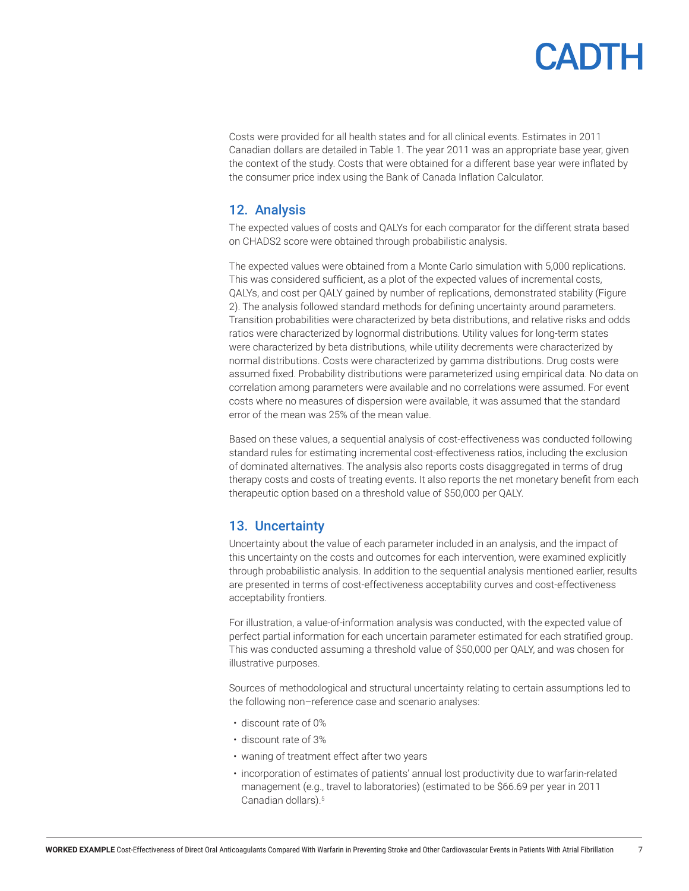Costs were provided for all health states and for all clinical events. Estimates in 2011 Canadian dollars are detailed in Table 1. The year 2011 was an appropriate base year, given the context of the study. Costs that were obtained for a different base year were inflated by the consumer price index using the Bank of Canada Inflation Calculator.

## 12. Analysis

The expected values of costs and QALYs for each comparator for the different strata based on CHADS2 score were obtained through probabilistic analysis.

The expected values were obtained from a Monte Carlo simulation with 5,000 replications. This was considered sufficient, as a plot of the expected values of incremental costs, QALYs, and cost per QALY gained by number of replications, demonstrated stability (Figure 2). The analysis followed standard methods for defining uncertainty around parameters. Transition probabilities were characterized by beta distributions, and relative risks and odds ratios were characterized by lognormal distributions. Utility values for long-term states were characterized by beta distributions, while utility decrements were characterized by normal distributions. Costs were characterized by gamma distributions. Drug costs were assumed fixed. Probability distributions were parameterized using empirical data. No data on correlation among parameters were available and no correlations were assumed. For event costs where no measures of dispersion were available, it was assumed that the standard error of the mean was 25% of the mean value.

Based on these values, a sequential analysis of cost-effectiveness was conducted following standard rules for estimating incremental cost-effectiveness ratios, including the exclusion of dominated alternatives. The analysis also reports costs disaggregated in terms of drug therapy costs and costs of treating events. It also reports the net monetary benefit from each therapeutic option based on a threshold value of $50,000 per QALY.

## 13. Uncertainty

Uncertainty about the value of each parameter included in an analysis, and the impact of this uncertainty on the costs and outcomes for each intervention, were examined explicitly through probabilistic analysis. In addition to the sequential analysis mentioned earlier, results are presented in terms of cost-effectiveness acceptability curves and cost-effectiveness acceptability frontiers.

For illustration, a value-of-information analysis was conducted, with the expected value of perfect partial information for each uncertain parameter estimated for each stratified group. This was conducted assuming a threshold value of $50,000 per QALY, and was chosen for illustrative purposes.

Sources of methodological and structural uncertainty relating to certain assumptions led to the following non–reference case and scenario analyses:

- discount rate of 0%
- discount rate of 3%
- waning of treatment effect after two years
- incorporation of estimates of patients' annual lost productivity due to warfarin-related management (e.g., travel to laboratories) (estimated to be $66.69 per year in 2011 Canadian dollars).[5]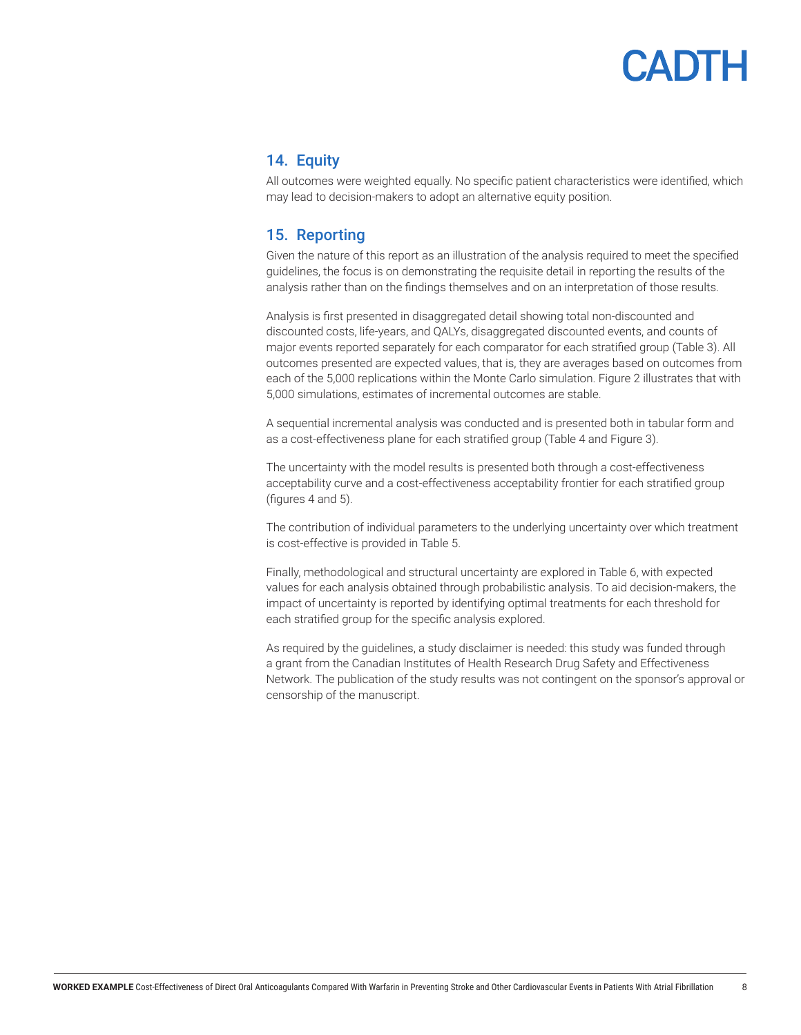## 14. Equity

All outcomes were weighted equally. No specific patient characteristics were identified, which may lead to decision-makers to adopt an alternative equity position.

## 15. Reporting

Given the nature of this report as an illustration of the analysis required to meet the specified guidelines, the focus is on demonstrating the requisite detail in reporting the results of the analysis rather than on the findings themselves and on an interpretation of those results.

Analysis is first presented in disaggregated detail showing total non-discounted and discounted costs, life-years, and QALYs, disaggregated discounted events, and counts of major events reported separately for each comparator for each stratified group (Table 3). All outcomes presented are expected values, that is, they are averages based on outcomes from each of the 5,000 replications within the Monte Carlo simulation. Figure 2 illustrates that with 5,000 simulations, estimates of incremental outcomes are stable.

A sequential incremental analysis was conducted and is presented both in tabular form and as a cost-effectiveness plane for each stratified group (Table 4 and Figure 3).

The uncertainty with the model results is presented both through a cost-effectiveness acceptability curve and a cost-effectiveness acceptability frontier for each stratified group (figures 4 and 5).

The contribution of individual parameters to the underlying uncertainty over which treatment is cost-effective is provided in Table 5.

Finally, methodological and structural uncertainty are explored in Table 6, with expected values for each analysis obtained through probabilistic analysis. To aid decision-makers, the impact of uncertainty is reported by identifying optimal treatments for each threshold for each stratified group for the specific analysis explored.

As required by the guidelines, a study disclaimer is needed: this study was funded through a grant from the Canadian Institutes of Health Research Drug Safety and Effectiveness Network. The publication of the study results was not contingent on the sponsor's approval or censorship of the manuscript.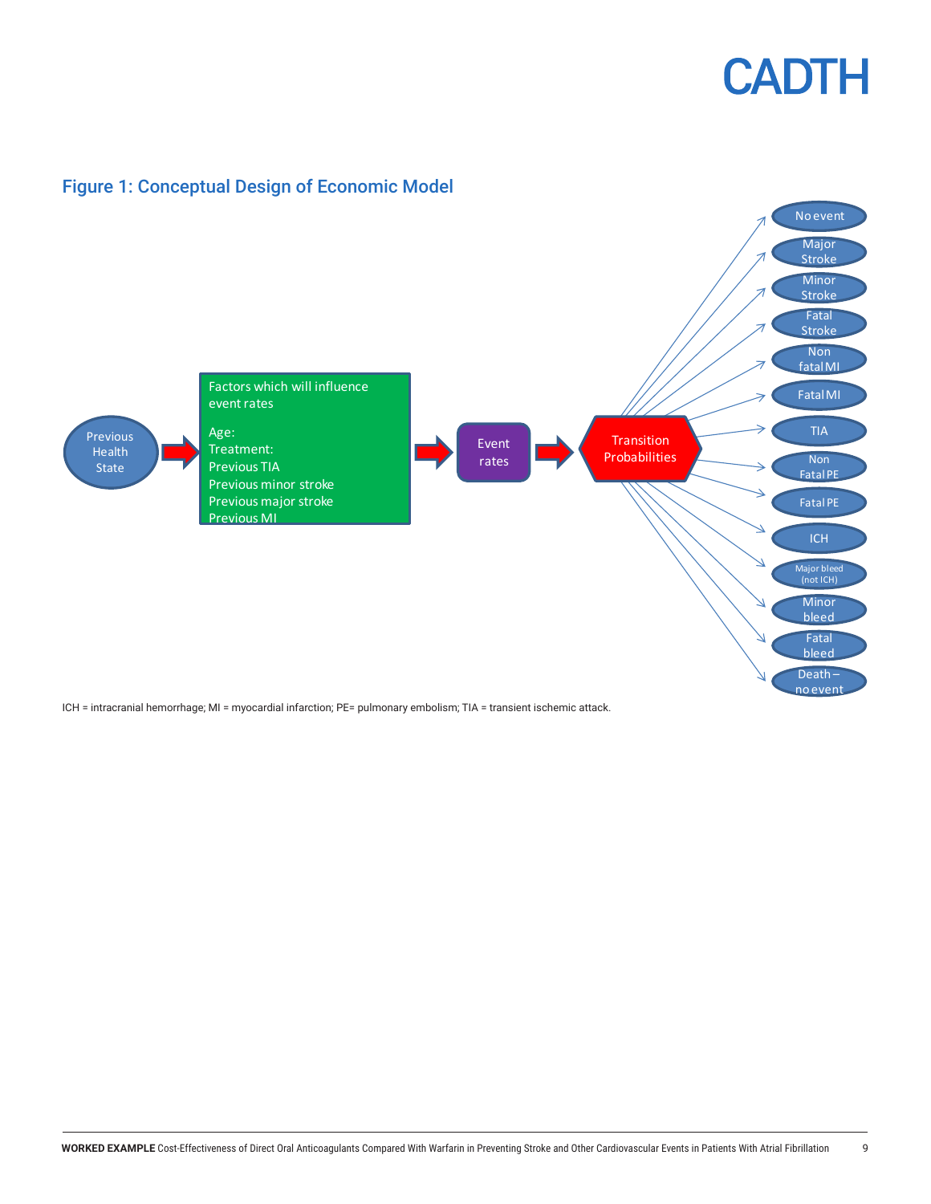## Figure 1: Conceptual Design of Economic Model

Previous Health State → Factors which will influence event rates (Age: Treatment: Previous TIA, Previous minor stroke, Previous major stroke, Previous MI) → Event rates → Transition Probabilities → No event; Major Stroke; Minor Stroke; Fatal Stroke; Non fatal MI; Fatal MI; TIA; Non Fatal PE; Fatal PE; ICH; Major bleed (not ICH); Minor bleed; Fatal bleed; Death – no event

ICH = intracranial hemorrhage; MI = myocardial infarction; PE= pulmonary embolism; TIA = transient ischemic attack.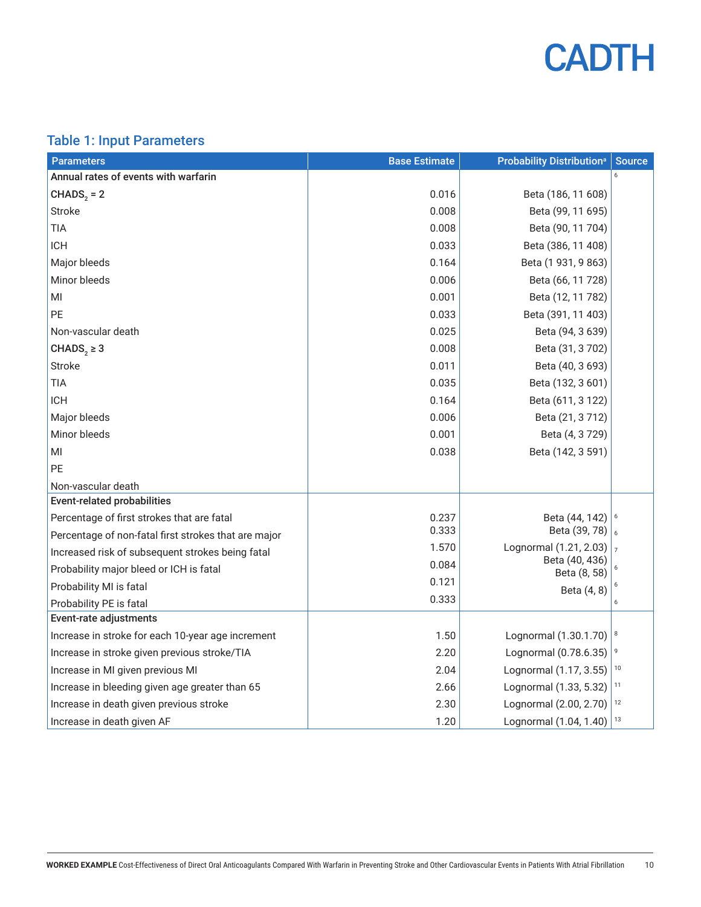## Table 1: Input Parameters

| Parameters | Base Estimate | Probability Distribution[a] | Source |
|---|---|---|---|
| **Annual rates of events with warfarin** | | | 6 |
| **$CHADS_2$ = 2** | 0.016 | Beta (186, 11 608) | |
| Stroke | 0.008 | Beta (99, 11 695) | |
| TIA | 0.008 | Beta (90, 11 704) | |
| ICH | 0.033 | Beta (386, 11 408) | |
| Major bleeds | 0.164 | Beta (1 931, 9 863) | |
| Minor bleeds | 0.006 | Beta (66, 11 728) | |
| MI | 0.001 | Beta (12, 11 782) | |
| PE | 0.033 | Beta (391, 11 403) | |
| Non-vascular death | 0.025 | Beta (94, 3 639) | |
| **$CHADS_2$ ≥ 3** | 0.008 | Beta (31, 3 702) | |
| Stroke | 0.011 | Beta (40, 3 693) | |
| TIA | 0.035 | Beta (132, 3 601) | |
| ICH | 0.164 | Beta (611, 3 122) | |
| Major bleeds | 0.006 | Beta (21, 3 712) | |
| Minor bleeds | 0.001 | Beta (4, 3 729) | |
| MI | 0.038 | Beta (142, 3 591) | |
| PE | | | |
| Non-vascular death | | | |
| **Event-related probabilities** | | | |
| Percentage of first strokes that are fatal | 0.237 | Beta (44, 142) | 6 |
| Percentage of non-fatal first strokes that are major | 0.333 | Beta (39, 78) | 6 |
| Increased risk of subsequent strokes being fatal | 1.570 | Lognormal (1.21, 2.03) | 7 |
| Probability major bleed or ICH is fatal | 0.084 | Beta (40, 436) Beta (8, 58) | 6 |
| Probability MI is fatal | 0.121 | Beta (4, 8) | 6 |
| Probability PE is fatal | 0.333 | | 6 |
| **Event-rate adjustments** | | | |
| Increase in stroke for each 10-year age increment | 1.50 | Lognormal (1.30.1.70) | 8 |
| Increase in stroke given previous stroke/TIA | 2.20 | Lognormal (0.78.6.35) | 9 |
| Increase in MI given previous MI | 2.04 | Lognormal (1.17, 3.55) | 10 |
| Increase in bleeding given age greater than 65 | 2.66 | Lognormal (1.33, 5.32) | 11 |
| Increase in death given previous stroke | 2.30 | Lognormal (2.00, 2.70) | 12 |
| Increase in death given AF | 1.20 | Lognormal (1.04, 1.40) | 13 |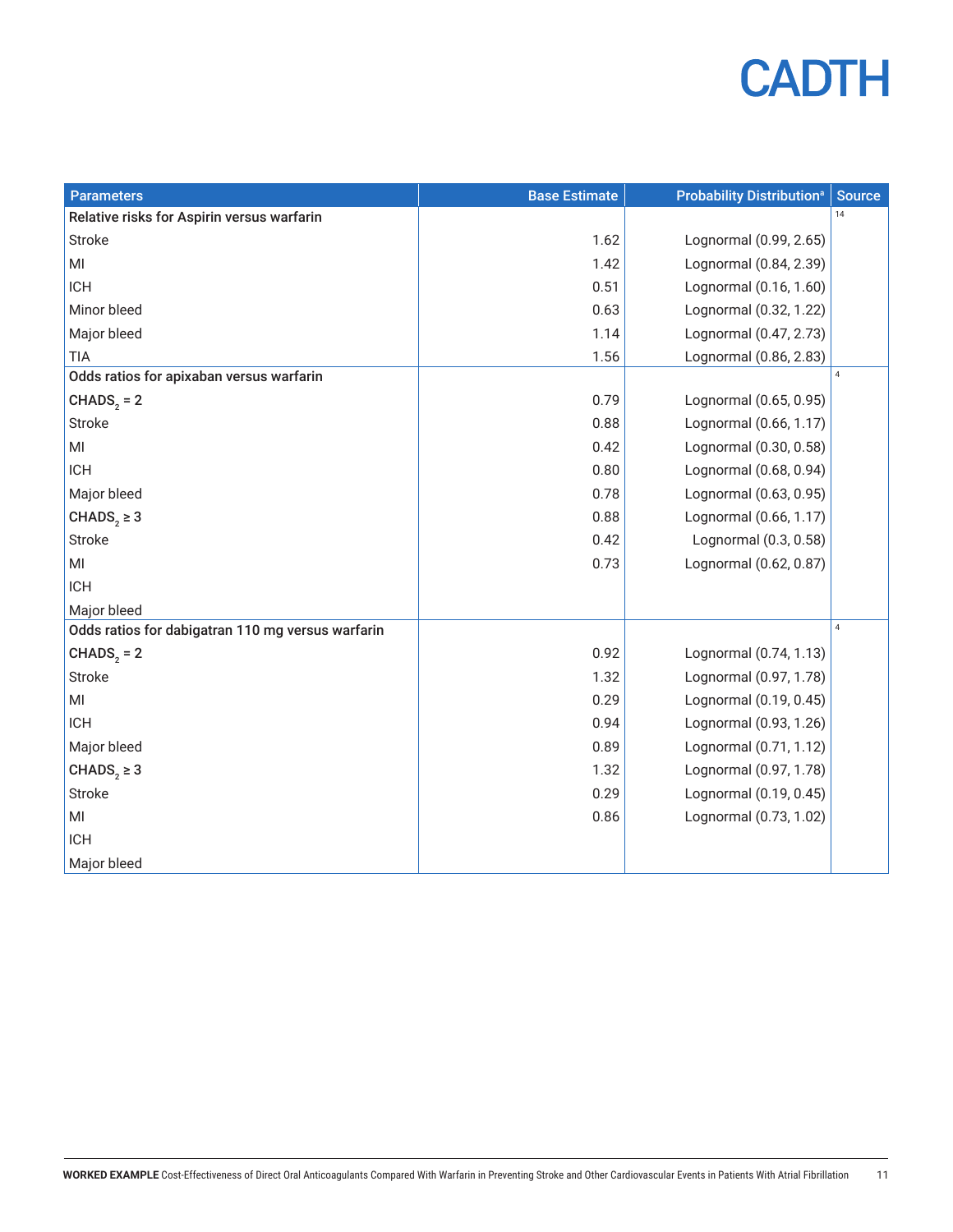| Parameters | Base Estimate | Probability Distribution[a] | Source |
|---|---|---|---|
| **Relative risks for Aspirin versus warfarin** | | | 14 |
| Stroke | 1.62 | Lognormal (0.99, 2.65) | |
| MI | 1.42 | Lognormal (0.84, 2.39) | |
| ICH | 0.51 | Lognormal (0.16, 1.60) | |
| Minor bleed | 0.63 | Lognormal (0.32, 1.22) | |
| Major bleed | 1.14 | Lognormal (0.47, 2.73) | |
| TIA | 1.56 | Lognormal (0.86, 2.83) | |
| **Odds ratios for apixaban versus warfarin** | | | 4 |
| **$CHADS_2$ = 2** | 0.79 | Lognormal (0.65, 0.95) | |
| Stroke | 0.88 | Lognormal (0.66, 1.17) | |
| MI | 0.42 | Lognormal (0.30, 0.58) | |
| ICH | 0.80 | Lognormal (0.68, 0.94) | |
| Major bleed | 0.78 | Lognormal (0.63, 0.95) | |
| **$CHADS_2$ ≥ 3** | 0.88 | Lognormal (0.66, 1.17) | |
| Stroke | 0.42 | Lognormal (0.3, 0.58) | |
| MI | 0.73 | Lognormal (0.62, 0.87) | |
| ICH | | | |
| Major bleed | | | |
| **Odds ratios for dabigatran 110 mg versus warfarin** | | | 4 |
| **$CHADS_2$ = 2** | 0.92 | Lognormal (0.74, 1.13) | |
| Stroke | 1.32 | Lognormal (0.97, 1.78) | |
| MI | 0.29 | Lognormal (0.19, 0.45) | |
| ICH | 0.94 | Lognormal (0.93, 1.26) | |
| Major bleed | 0.89 | Lognormal (0.71, 1.12) | |
| **$CHADS_2$ ≥ 3** | 1.32 | Lognormal (0.97, 1.78) | |
| Stroke | 0.29 | Lognormal (0.19, 0.45) | |
| MI | 0.86 | Lognormal (0.73, 1.02) | |
| ICH | | | |
| Major bleed | | | |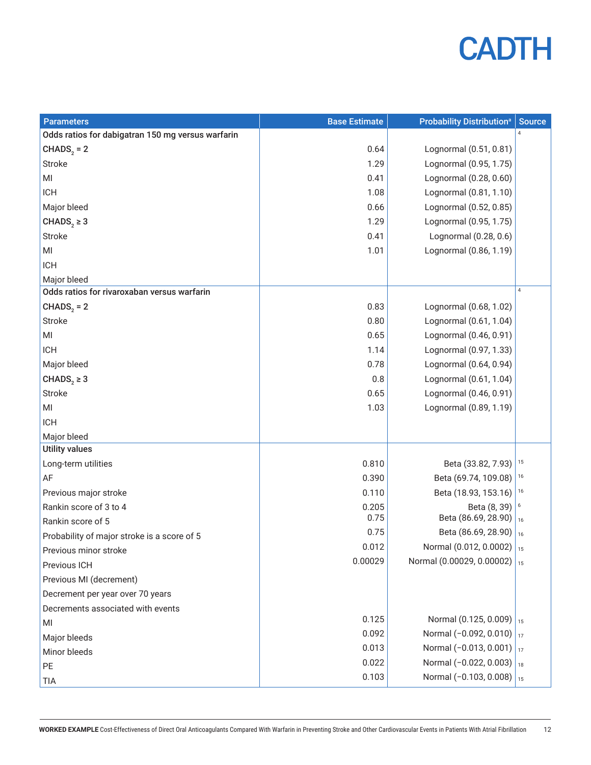| Parameters | Base Estimate | Probability Distribution[a] | Source |
|---|---|---|---|
| Odds ratios for dabigatran 150 mg versus warfarin | | | 4 |
| $CHADS_2$ = 2 | 0.64 | Lognormal (0.51, 0.81) | |
| Stroke | 1.29 | Lognormal (0.95, 1.75) | |
| MI | 0.41 | Lognormal (0.28, 0.60) | |
| ICH | 1.08 | Lognormal (0.81, 1.10) | |
| Major bleed | 0.66 | Lognormal (0.52, 0.85) | |
| $CHADS_2$ ≥ 3 | 1.29 | Lognormal (0.95, 1.75) | |
| Stroke | 0.41 | Lognormal (0.28, 0.6) | |
| MI | 1.01 | Lognormal (0.86, 1.19) | |
| ICH | | | |
| Major bleed | | | |
| Odds ratios for rivaroxaban versus warfarin | | | 4 |
| $CHADS_2$ = 2 | 0.83 | Lognormal (0.68, 1.02) | |
| Stroke | 0.80 | Lognormal (0.61, 1.04) | |
| MI | 0.65 | Lognormal (0.46, 0.91) | |
| ICH | 1.14 | Lognormal (0.97, 1.33) | |
| Major bleed | 0.78 | Lognormal (0.64, 0.94) | |
| $CHADS_2$ ≥ 3 | 0.8 | Lognormal (0.61, 1.04) | |
| Stroke | 0.65 | Lognormal (0.46, 0.91) | |
| MI | 1.03 | Lognormal (0.89, 1.19) | |
| ICH | | | |
| Major bleed | | | |
| Utility values | | | |
| Long-term utilities | 0.810 | Beta (33.82, 7.93) | 15 |
| AF | 0.390 | Beta (69.74, 109.08) | 16 |
| Previous major stroke | 0.110 | Beta (18.93, 153.16) | 16 |
| Rankin score of 3 to 4 | 0.205 | Beta (8, 39) | 6 |
| Rankin score of 5 | 0.75 | Beta (86.69, 28.90) | 16 |
| Probability of major stroke is a score of 5 | 0.75 | Beta (86.69, 28.90) | 16 |
| Previous minor stroke | 0.012 | Normal (0.012, 0.0002) | 15 |
| Previous ICH | 0.00029 | Normal (0.00029, 0.00002) | 15 |
| Previous MI (decrement) | | | |
| Decrement per year over 70 years | | | |
| Decrements associated with events | | | |
| MI | 0.125 | Normal (0.125, 0.009) | 15 |
| Major bleeds | 0.092 | Normal (−0.092, 0.010) | 17 |
| Minor bleeds | 0.013 | Normal (−0.013, 0.001) | 17 |
| PE | 0.022 | Normal (−0.022, 0.003) | 18 |
| TIA | 0.103 | Normal (−0.103, 0.008) | 15 |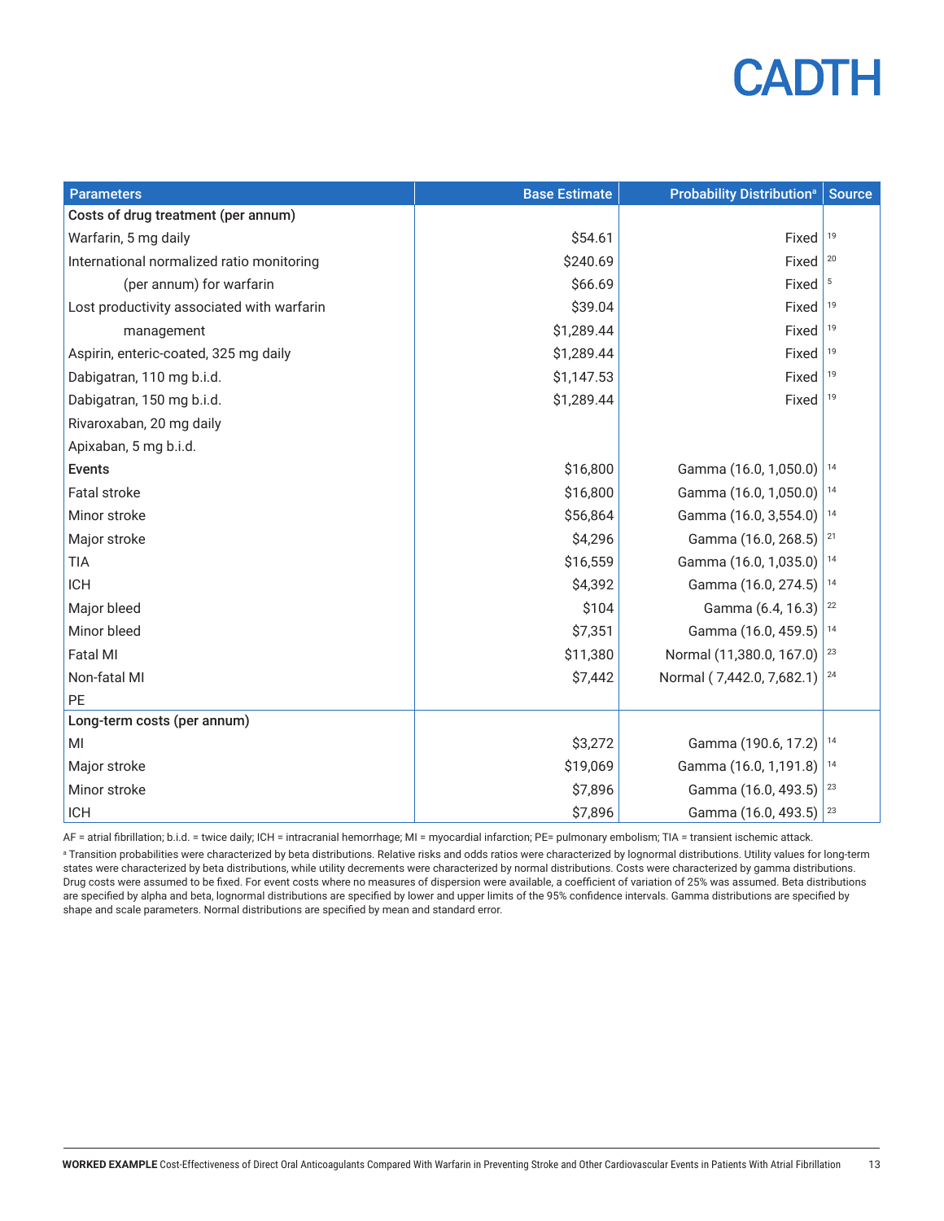| Parameters | Base Estimate | Probability Distribution[a] | Source |
|---|---|---|---|
| Costs of drug treatment (per annum) | | | |
| Warfarin, 5 mg daily | $54.61 | Fixed | 19 |
| International normalized ratio monitoring | $240.69 | Fixed | 20 |
| (per annum) for warfarin | $66.69 | Fixed | 5 |
| Lost productivity associated with warfarin | $39.04 | Fixed | 19 |
| management | $1,289.44 | Fixed | 19 |
| Aspirin, enteric-coated, 325 mg daily | $1,289.44 | Fixed | 19 |
| Dabigatran, 110 mg b.i.d. | $1,147.53 | Fixed | 19 |
| Dabigatran, 150 mg b.i.d. | $1,289.44 | Fixed | 19 |
| Rivaroxaban, 20 mg daily | | | |
| Apixaban, 5 mg b.i.d. | | | |
| Events | $16,800 | Gamma (16.0, 1,050.0) | 14 |
| Fatal stroke | $16,800 | Gamma (16.0, 1,050.0) | 14 |
| Minor stroke | $56,864 | Gamma (16.0, 3,554.0) | 14 |
| Major stroke | $4,296 | Gamma (16.0, 268.5) | 21 |
| TIA | $16,559 | Gamma (16.0, 1,035.0) | 14 |
| ICH | $4,392 | Gamma (16.0, 274.5) | 14 |
| Major bleed | $104 | Gamma (6.4, 16.3) | 22 |
| Minor bleed | $7,351 | Gamma (16.0, 459.5) | 14 |
| Fatal MI | $11,380 | Normal (11,380.0, 167.0) | 23 |
| Non-fatal MI | $7,442 | Normal ( 7,442.0, 7,682.1) | 24 |
| PE | | | |
| Long-term costs (per annum) | | | |
| MI | $3,272 | Gamma (190.6, 17.2) | 14 |
| Major stroke | $19,069 | Gamma (16.0, 1,191.8) | 14 |
| Minor stroke | $7,896 | Gamma (16.0, 493.5) | 23 |
| ICH | $7,896 | Gamma (16.0, 493.5) | 23 |

AF = atrial fibrillation; b.i.d. = twice daily; ICH = intracranial hemorrhage; MI = myocardial infarction; PE= pulmonary embolism; TIA = transient ischemic attack.

[a] Transition probabilities were characterized by beta distributions. Relative risks and odds ratios were characterized by lognormal distributions. Utility values for long-term states were characterized by beta distributions, while utility decrements were characterized by normal distributions. Costs were characterized by gamma distributions. Drug costs were assumed to be fixed. For event costs where no measures of dispersion were available, a coefficient of variation of 25% was assumed. Beta distributions are specified by alpha and beta, lognormal distributions are specified by lower and upper limits of the 95% confidence intervals. Gamma distributions are specified by shape and scale parameters. Normal distributions are specified by mean and standard error.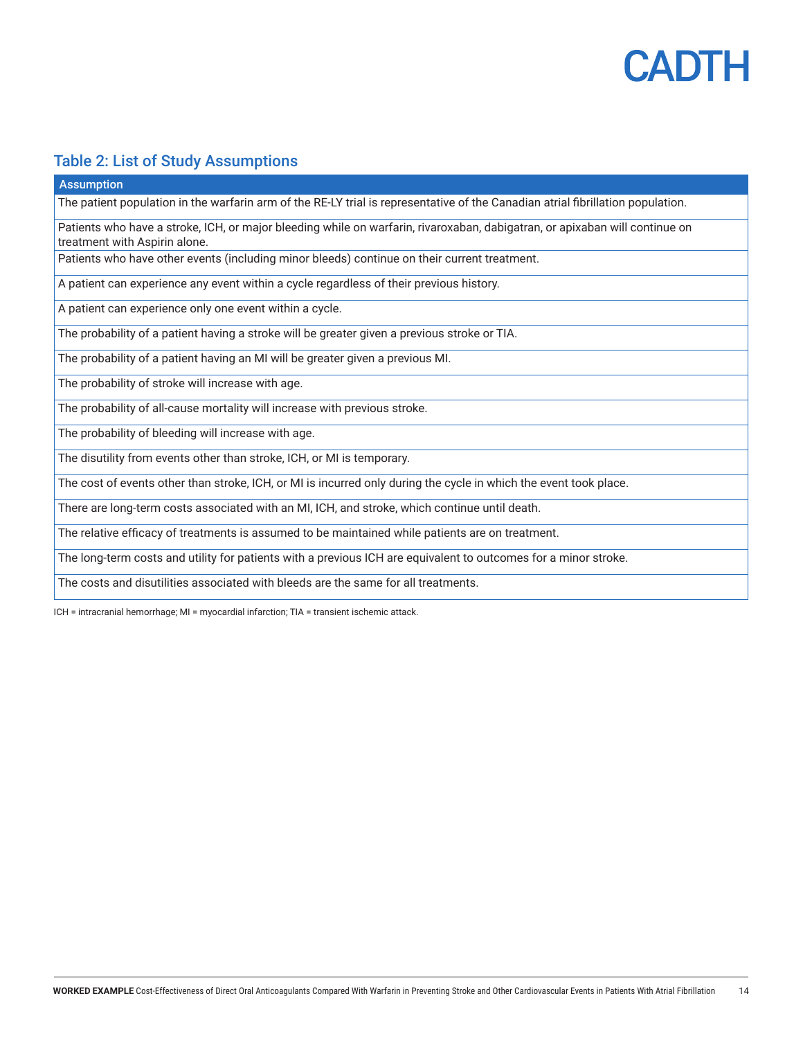### Table 2: List of Study Assumptions

| Assumption |
| --- |
| The patient population in the warfarin arm of the RE-LY trial is representative of the Canadian atrial fibrillation population. |
| Patients who have a stroke, ICH, or major bleeding while on warfarin, rivaroxaban, dabigatran, or apixaban will continue on treatment with Aspirin alone. |
| Patients who have other events (including minor bleeds) continue on their current treatment. |
| A patient can experience any event within a cycle regardless of their previous history. |
| A patient can experience only one event within a cycle. |
| The probability of a patient having a stroke will be greater given a previous stroke or TIA. |
| The probability of a patient having an MI will be greater given a previous MI. |
| The probability of stroke will increase with age. |
| The probability of all-cause mortality will increase with previous stroke. |
| The probability of bleeding will increase with age. |
| The disutility from events other than stroke, ICH, or MI is temporary. |
| The cost of events other than stroke, ICH, or MI is incurred only during the cycle in which the event took place. |
| There are long-term costs associated with an MI, ICH, and stroke, which continue until death. |
| The relative efficacy of treatments is assumed to be maintained while patients are on treatment. |
| The long-term costs and utility for patients with a previous ICH are equivalent to outcomes for a minor stroke. |
| The costs and disutilities associated with bleeds are the same for all treatments. |

ICH = intracranial hemorrhage; MI = myocardial infarction; TIA = transient ischemic attack.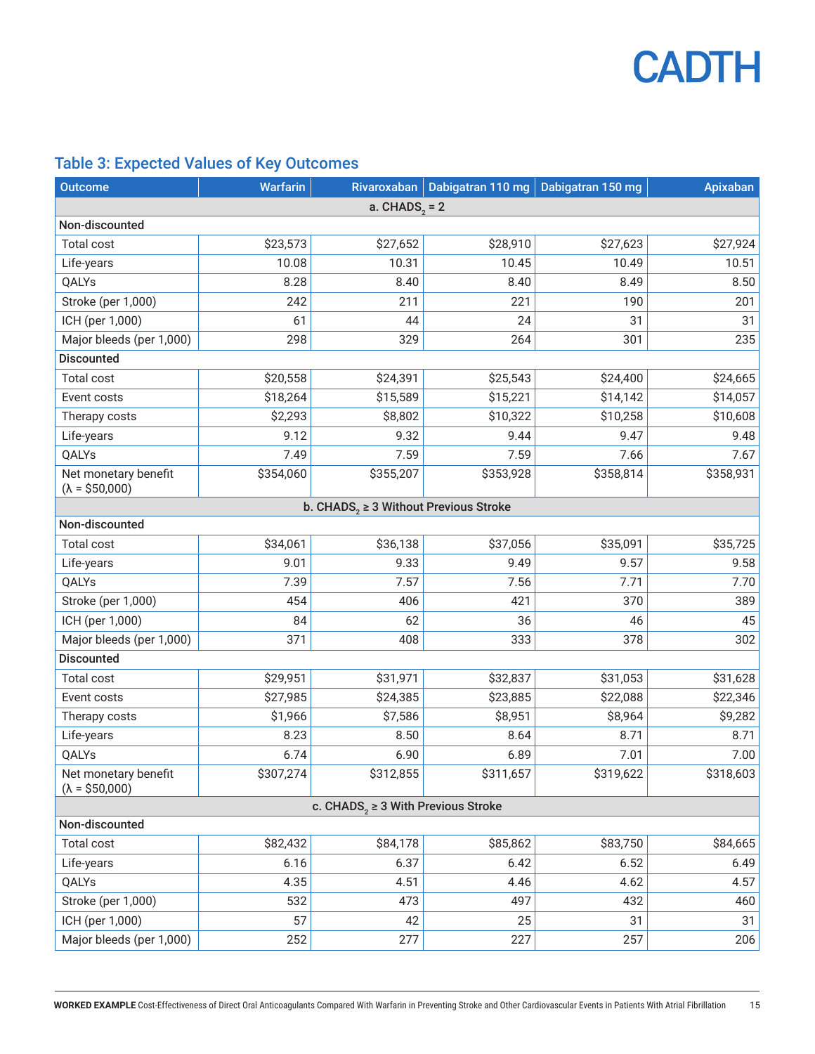## Table 3: Expected Values of Key Outcomes

| Outcome | Warfarin | Rivaroxaban | Dabigatran 110 mg | Dabigatran 150 mg | Apixaban |
|---|---|---|---|---|---|
| **a. $CHADS_2$ = 2** | | | | | |
| **Non-discounted** | | | | | |
| Total cost | $23,573 | $27,652 | $28,910 | $27,623 | $27,924 |
| Life-years | 10.08 | 10.31 | 10.45 | 10.49 | 10.51 |
| QALYs | 8.28 | 8.40 | 8.40 | 8.49 | 8.50 |
| Stroke (per 1,000) | 242 | 211 | 221 | 190 | 201 |
| ICH (per 1,000) | 61 | 44 | 24 | 31 | 31 |
| Major bleeds (per 1,000) | 298 | 329 | 264 | 301 | 235 |
| **Discounted** | | | | | |
| Total cost | $20,558 | $24,391 | $25,543 | $24,400 | $24,665 |
| Event costs | $18,264 | $15,589 | $15,221 | $14,142 | $14,057 |
| Therapy costs | $2,293 | $8,802 | $10,322 | $10,258 | $10,608 |
| Life-years | 9.12 | 9.32 | 9.44 | 9.47 | 9.48 |
| QALYs | 7.49 | 7.59 | 7.59 | 7.66 | 7.67 |
| Net monetary benefit ($\lambda$ = $50,000) | $354,060 | $355,207 | $353,928 | $358,814 | $358,931 |
| **b. $CHADS_2$ ≥ 3 Without Previous Stroke** | | | | | |
| **Non-discounted** | | | | | |
| Total cost | $34,061 | $36,138 | $37,056 | $35,091 | $35,725 |
| Life-years | 9.01 | 9.33 | 9.49 | 9.57 | 9.58 |
| QALYs | 7.39 | 7.57 | 7.56 | 7.71 | 7.70 |
| Stroke (per 1,000) | 454 | 406 | 421 | 370 | 389 |
| ICH (per 1,000) | 84 | 62 | 36 | 46 | 45 |
| Major bleeds (per 1,000) | 371 | 408 | 333 | 378 | 302 |
| **Discounted** | | | | | |
| Total cost | $29,951 | $31,971 | $32,837 | $31,053 | $31,628 |
| Event costs | $27,985 | $24,385 | $23,885 | $22,088 | $22,346 |
| Therapy costs | $1,966 | $7,586 | $8,951 | $8,964 | $9,282 |
| Life-years | 8.23 | 8.50 | 8.64 | 8.71 | 8.71 |
| QALYs | 6.74 | 6.90 | 6.89 | 7.01 | 7.00 |
| Net monetary benefit ($\lambda$ = $50,000) | $307,274 | $312,855 | $311,657 | $319,622 | $318,603 |
| **c. $CHADS_2$ ≥ 3 With Previous Stroke** | | | | | |
| **Non-discounted** | | | | | |
| Total cost | $82,432 | $84,178 | $85,862 | $83,750 | $84,665 |
| Life-years | 6.16 | 6.37 | 6.42 | 6.52 | 6.49 |
| QALYs | 4.35 | 4.51 | 4.46 | 4.62 | 4.57 |
| Stroke (per 1,000) | 532 | 473 | 497 | 432 | 460 |
| ICH (per 1,000) | 57 | 42 | 25 | 31 | 31 |
| Major bleeds (per 1,000) | 252 | 277 | 227 | 257 | 206 |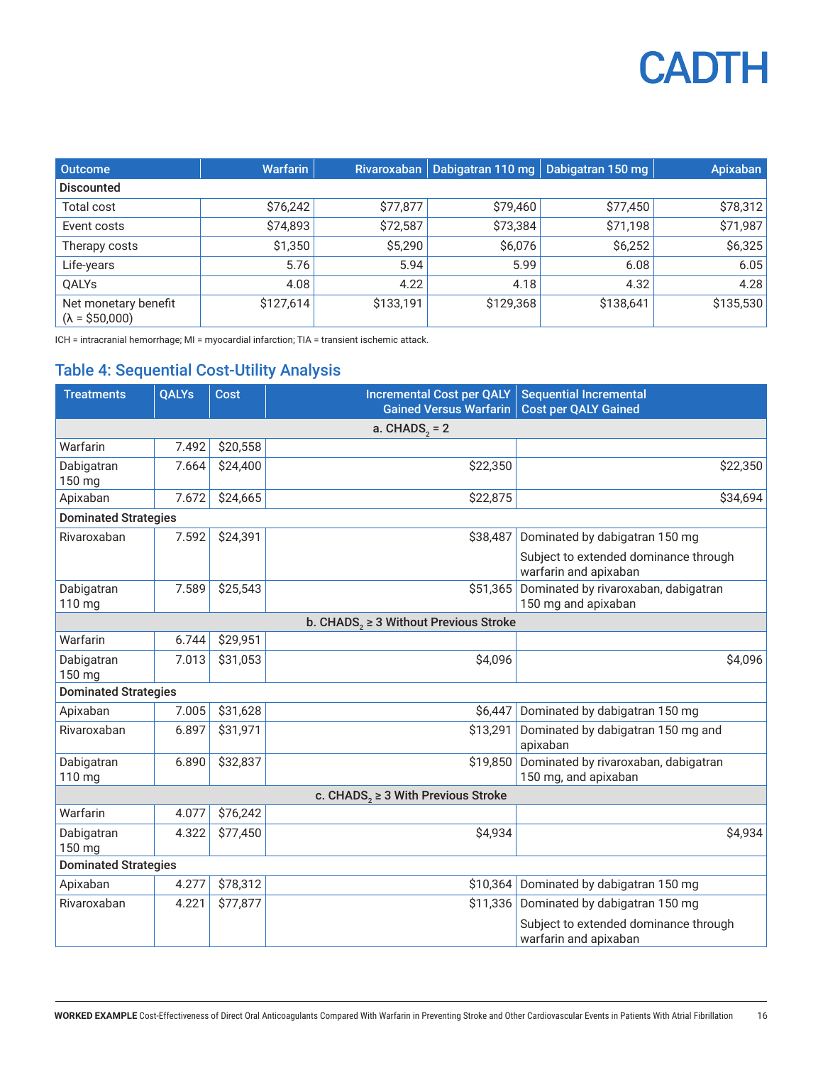| Outcome | Warfarin | Rivaroxaban | Dabigatran 110 mg | Dabigatran 150 mg | Apixaban |
|---|---|---|---|---|---|
| **Discounted** | | | | | |
| Total cost | $76,242 | $77,877 | $79,460 | $77,450 | $78,312 |
| Event costs | $74,893 | $72,587 | $73,384 | $71,198 | $71,987 |
| Therapy costs | $1,350 | $5,290 | $6,076 | $6,252 | $6,325 |
| Life-years | 5.76 | 5.94 | 5.99 | 6.08 | 6.05 |
| QALYs | 4.08 | 4.22 | 4.18 | 4.32 | 4.28 |
| Net monetary benefit (λ = $50,000) | $127,614 | $133,191 | $129,368 | $138,641 | $135,530 |

ICH = intracranial hemorrhage; MI = myocardial infarction; TIA = transient ischemic attack.

## Table 4: Sequential Cost-Utility Analysis

| Treatments | QALYs | Cost | Incremental Cost per QALY Gained Versus Warfarin | Sequential Incremental Cost per QALY Gained |
|---|---|---|---|---|
| **a. $CHADS_2$ = 2** | | | | |
| Warfarin | 7.492 | $20,558 | | |
| Dabigatran 150 mg | 7.664 | $24,400 | $22,350 | $22,350 |
| Apixaban | 7.672 | $24,665 | $22,875 | $34,694 |
| **Dominated Strategies** | | | | |
| Rivaroxaban | 7.592 | $24,391 | $38,487 | Dominated by dabigatran 150 mg<br>Subject to extended dominance through warfarin and apixaban |
| Dabigatran 110 mg | 7.589 | $25,543 | $51,365 | Dominated by rivaroxaban, dabigatran 150 mg and apixaban |
| **b. $CHADS_2$ ≥ 3 Without Previous Stroke** | | | | |
| Warfarin | 6.744 | $29,951 | | |
| Dabigatran 150 mg | 7.013 | $31,053 | $4,096 | $4,096 |
| **Dominated Strategies** | | | | |
| Apixaban | 7.005 | $31,628 | $6,447 | Dominated by dabigatran 150 mg |
| Rivaroxaban | 6.897 | $31,971 | $13,291 | Dominated by dabigatran 150 mg and apixaban |
| Dabigatran 110 mg | 6.890 | $32,837 | $19,850 | Dominated by rivaroxaban, dabigatran 150 mg, and apixaban |
| **c. $CHADS_2$ ≥ 3 With Previous Stroke** | | | | |
| Warfarin | 4.077 | $76,242 | | |
| Dabigatran 150 mg | 4.322 | $77,450 | $4,934 | $4,934 |
| **Dominated Strategies** | | | | |
| Apixaban | 4.277 | $78,312 | $10,364 | Dominated by dabigatran 150 mg |
| Rivaroxaban | 4.221 | $77,877 | $11,336 | Dominated by dabigatran 150 mg<br>Subject to extended dominance through warfarin and apixaban |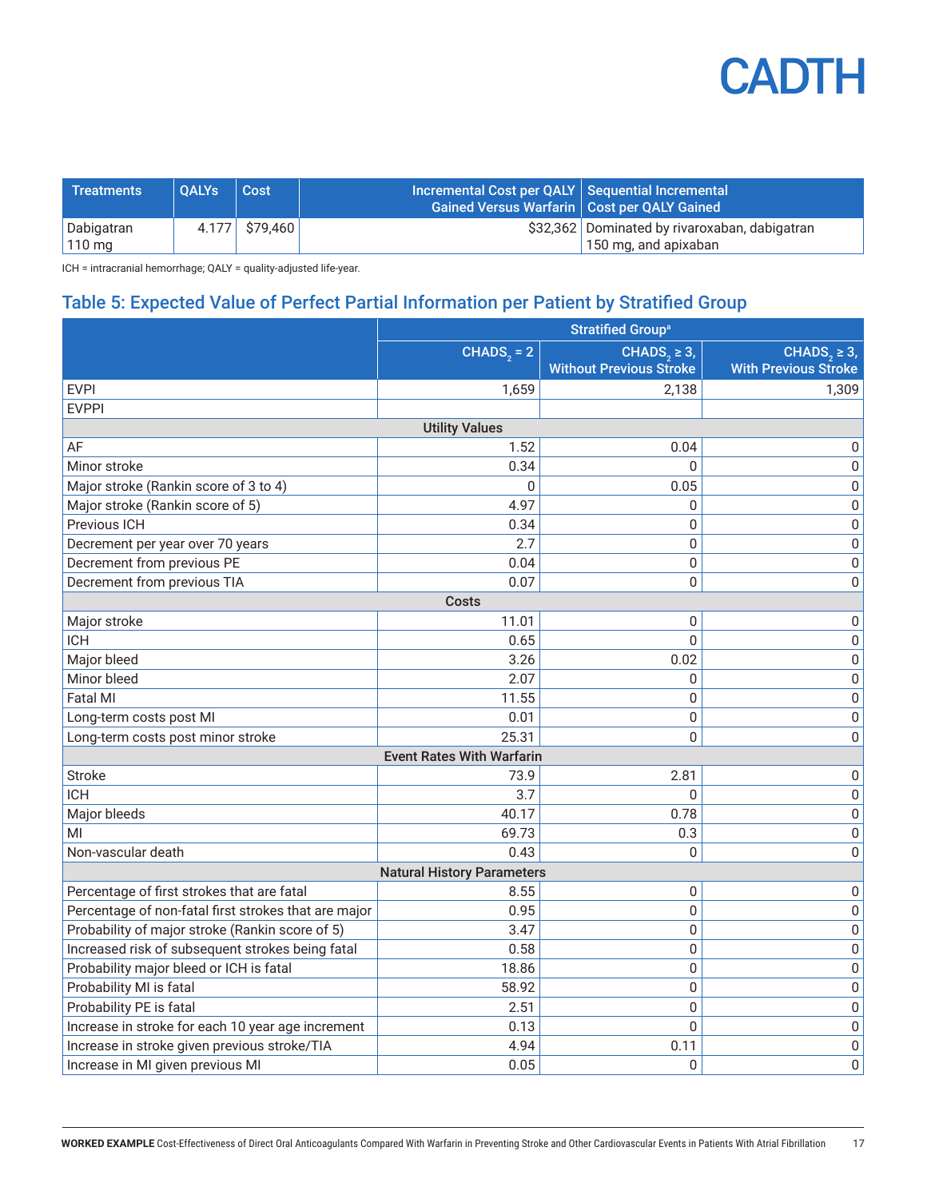| Treatments | QALYs | Cost | Incremental Cost per QALY Gained Versus Warfarin | Sequential Incremental Cost per QALY Gained |
|---|---|---|---|---|
| Dabigatran 110 mg | 4.177 | $79,460 | $32,362 | Dominated by rivaroxaban, dabigatran 150 mg, and apixaban |

ICH = intracranial hemorrhage; QALY = quality-adjusted life-year.

## Table 5: Expected Value of Perfect Partial Information per Patient by Stratified Group

| | Stratified Group[a] | | |
|---|---|---|---|
| | $CHADS_2$ = 2 | $CHADS_2$ ≥ 3, Without Previous Stroke | $CHADS_2$ ≥ 3, With Previous Stroke |
| EVPI | 1,659 | 2,138 | 1,309 |
| EVPPI | | | |
| **Utility Values** | | | |
| AF | 1.52 | 0.04 | 0 |
| Minor stroke | 0.34 | 0 | 0 |
| Major stroke (Rankin score of 3 to 4) | 0 | 0.05 | 0 |
| Major stroke (Rankin score of 5) | 4.97 | 0 | 0 |
| Previous ICH | 0.34 | 0 | 0 |
| Decrement per year over 70 years | 2.7 | 0 | 0 |
| Decrement from previous PE | 0.04 | 0 | 0 |
| Decrement from previous TIA | 0.07 | 0 | 0 |
| **Costs** | | | |
| Major stroke | 11.01 | 0 | 0 |
| ICH | 0.65 | 0 | 0 |
| Major bleed | 3.26 | 0.02 | 0 |
| Minor bleed | 2.07 | 0 | 0 |
| Fatal MI | 11.55 | 0 | 0 |
| Long-term costs post MI | 0.01 | 0 | 0 |
| Long-term costs post minor stroke | 25.31 | 0 | 0 |
| **Event Rates With Warfarin** | | | |
| Stroke | 73.9 | 2.81 | 0 |
| ICH | 3.7 | 0 | 0 |
| Major bleeds | 40.17 | 0.78 | 0 |
| MI | 69.73 | 0.3 | 0 |
| Non-vascular death | 0.43 | 0 | 0 |
| **Natural History Parameters** | | | |
| Percentage of first strokes that are fatal | 8.55 | 0 | 0 |
| Percentage of non-fatal first strokes that are major | 0.95 | 0 | 0 |
| Probability of major stroke (Rankin score of 5) | 3.47 | 0 | 0 |
| Increased risk of subsequent strokes being fatal | 0.58 | 0 | 0 |
| Probability major bleed or ICH is fatal | 18.86 | 0 | 0 |
| Probability MI is fatal | 58.92 | 0 | 0 |
| Probability PE is fatal | 2.51 | 0 | 0 |
| Increase in stroke for each 10 year age increment | 0.13 | 0 | 0 |
| Increase in stroke given previous stroke/TIA | 4.94 | 0.11 | 0 |
| Increase in MI given previous MI | 0.05 | 0 | 0 |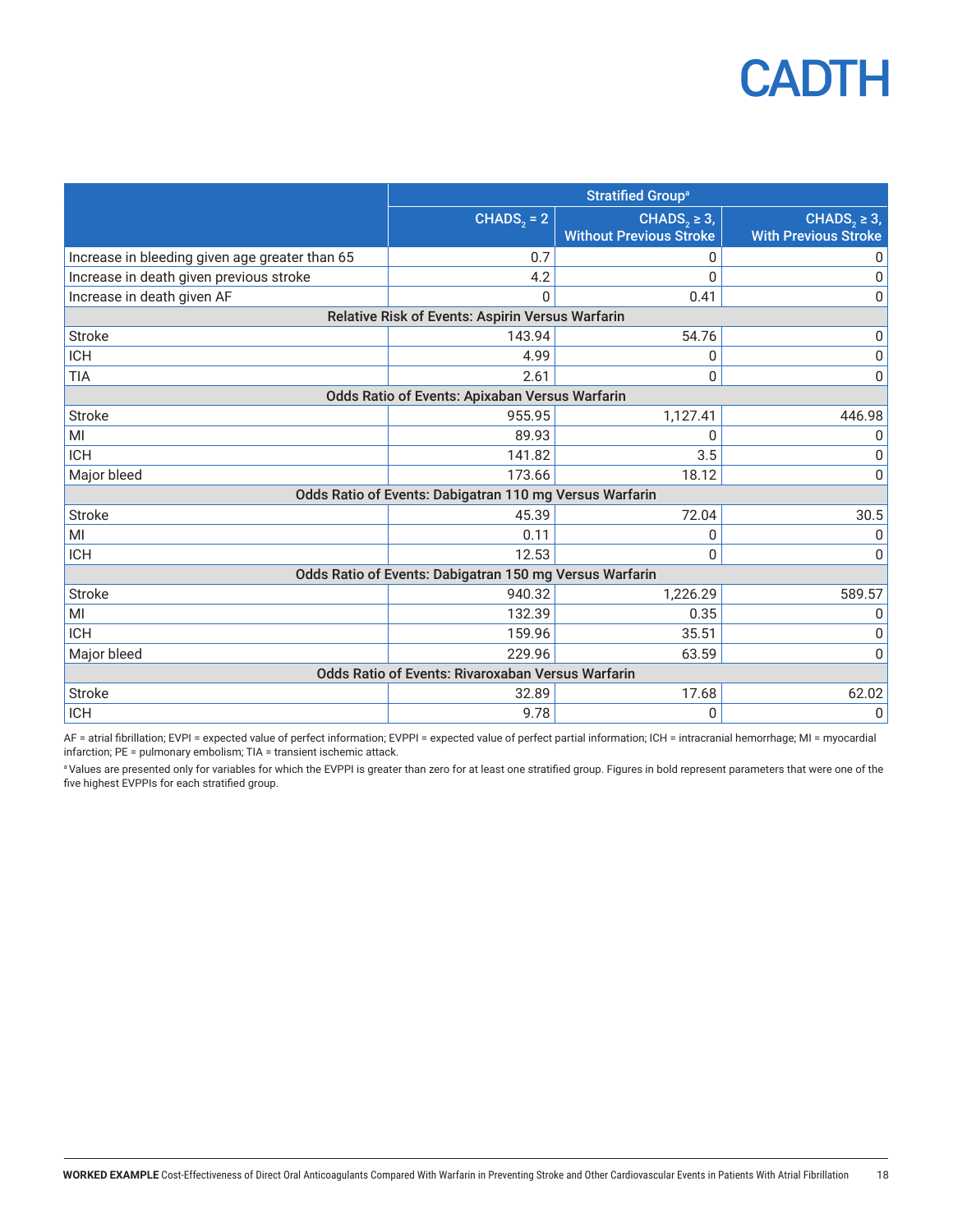| | Stratified Group[a] | | |
|---|---|---|---|
| | $CHADS_2$ = 2 | $CHADS_2$ ≥ 3, Without Previous Stroke | $CHADS_2$ ≥ 3, With Previous Stroke |
| Increase in bleeding given age greater than 65 | 0.7 | 0 | 0 |
| Increase in death given previous stroke | 4.2 | 0 | 0 |
| Increase in death given AF | 0 | 0.41 | 0 |
| **Relative Risk of Events: Aspirin Versus Warfarin** | | | |
| Stroke | 143.94 | 54.76 | 0 |
| ICH | 4.99 | 0 | 0 |
| TIA | 2.61 | 0 | 0 |
| **Odds Ratio of Events: Apixaban Versus Warfarin** | | | |
| Stroke | 955.95 | 1,127.41 | 446.98 |
| MI | 89.93 | 0 | 0 |
| ICH | 141.82 | 3.5 | 0 |
| Major bleed | 173.66 | 18.12 | 0 |
| **Odds Ratio of Events: Dabigatran 110 mg Versus Warfarin** | | | |
| Stroke | 45.39 | 72.04 | 30.5 |
| MI | 0.11 | 0 | 0 |
| ICH | 12.53 | 0 | 0 |
| **Odds Ratio of Events: Dabigatran 150 mg Versus Warfarin** | | | |
| Stroke | 940.32 | 1,226.29 | 589.57 |
| MI | 132.39 | 0.35 | 0 |
| ICH | 159.96 | 35.51 | 0 |
| Major bleed | 229.96 | 63.59 | 0 |
| **Odds Ratio of Events: Rivaroxaban Versus Warfarin** | | | |
| Stroke | 32.89 | 17.68 | 62.02 |
| ICH | 9.78 | 0 | 0 |

AF = atrial fibrillation; EVPI = expected value of perfect information; EVPPI = expected value of perfect partial information; ICH = intracranial hemorrhage; MI = myocardial infarction; PE = pulmonary embolism; TIA = transient ischemic attack.

[a] Values are presented only for variables for which the EVPPI is greater than zero for at least one stratified group. Figures in bold represent parameters that were one of the five highest EVPPIs for each stratified group.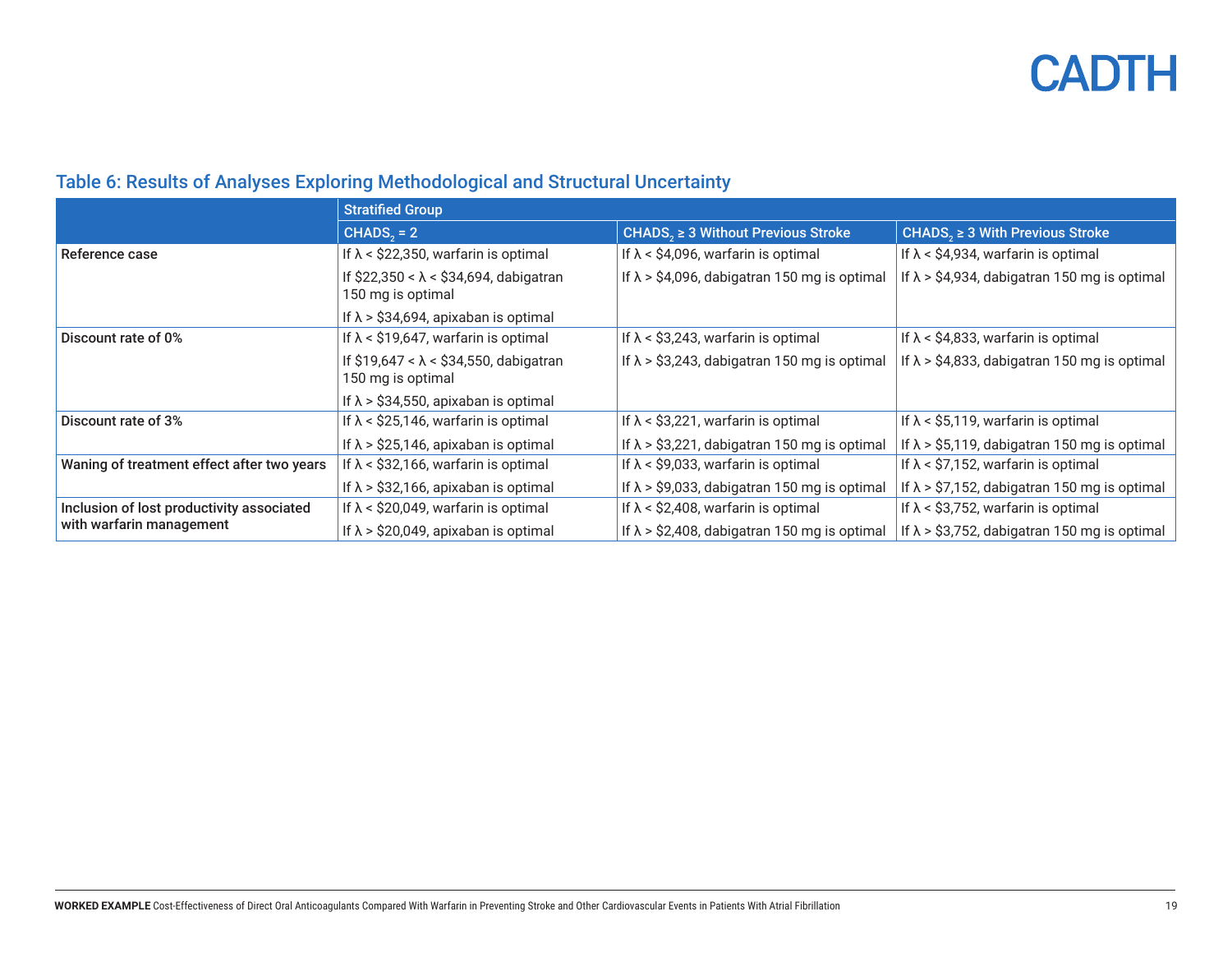## Table 6: Results of Analyses Exploring Methodological and Structural Uncertainty

| | Stratified Group | | |
|---|---|---|---|
| | $CHADS_2$ = 2 | $CHADS_2$ ≥ 3 Without Previous Stroke | $CHADS_2$ ≥ 3 With Previous Stroke |
| **Reference case** | If λ < $22,350, warfarin is optimal<br>If $22,350 < λ < $34,694, dabigatran 150 mg is optimal<br>If λ > $34,694, apixaban is optimal | If λ < $4,096, warfarin is optimal<br>If λ > $4,096, dabigatran 150 mg is optimal | If λ < $4,934, warfarin is optimal<br>If λ > $4,934, dabigatran 150 mg is optimal |
| **Discount rate of 0%** | If λ < $19,647, warfarin is optimal<br>If $19,647 < λ < $34,550, dabigatran 150 mg is optimal<br>If λ > $34,550, apixaban is optimal | If λ < $3,243, warfarin is optimal<br>If λ > $3,243, dabigatran 150 mg is optimal | If λ < $4,833, warfarin is optimal<br>If λ > $4,833, dabigatran 150 mg is optimal |
| **Discount rate of 3%** | If λ < $25,146, warfarin is optimal<br>If λ > $25,146, apixaban is optimal | If λ < $3,221, warfarin is optimal<br>If λ > $3,221, dabigatran 150 mg is optimal | If λ < $5,119, warfarin is optimal<br>If λ > $5,119, dabigatran 150 mg is optimal |
| **Waning of treatment effect after two years** | If λ < $32,166, warfarin is optimal<br>If λ > $32,166, apixaban is optimal | If λ < $9,033, warfarin is optimal<br>If λ > $9,033, dabigatran 150 mg is optimal | If λ < $7,152, warfarin is optimal<br>If λ > $7,152, dabigatran 150 mg is optimal |
| **Inclusion of lost productivity associated with warfarin management** | If λ < $20,049, warfarin is optimal<br>If λ > $20,049, apixaban is optimal | If λ < $2,408, warfarin is optimal<br>If λ > $2,408, dabigatran 150 mg is optimal | If λ < $3,752, warfarin is optimal<br>If λ > $3,752, dabigatran 150 mg is optimal |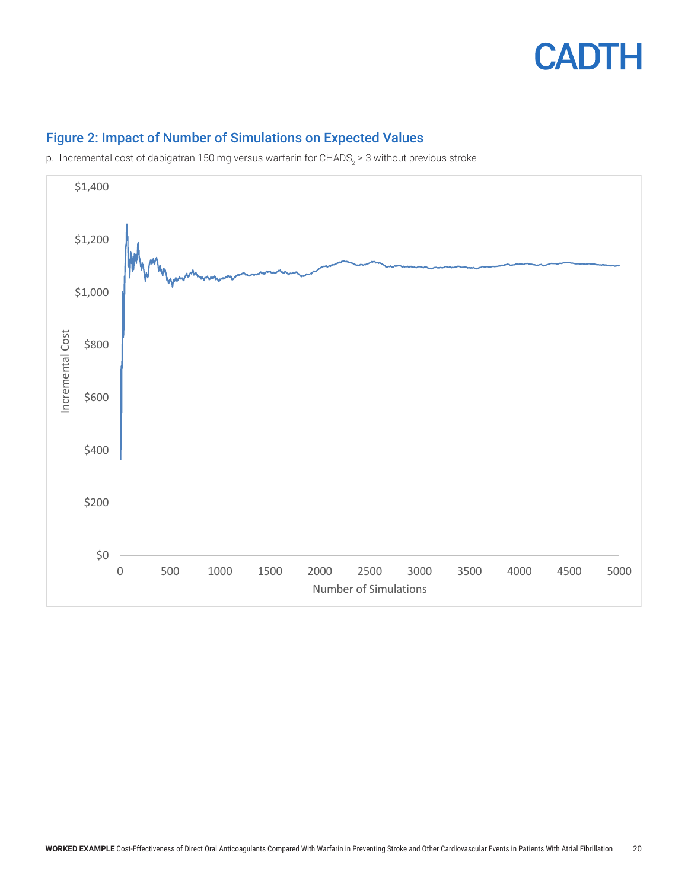## Figure 2: Impact of Number of Simulations on Expected Values

p. Incremental cost of dabigatran 150 mg versus warfarin for $CHADS_2$ ≥ 3 without previous stroke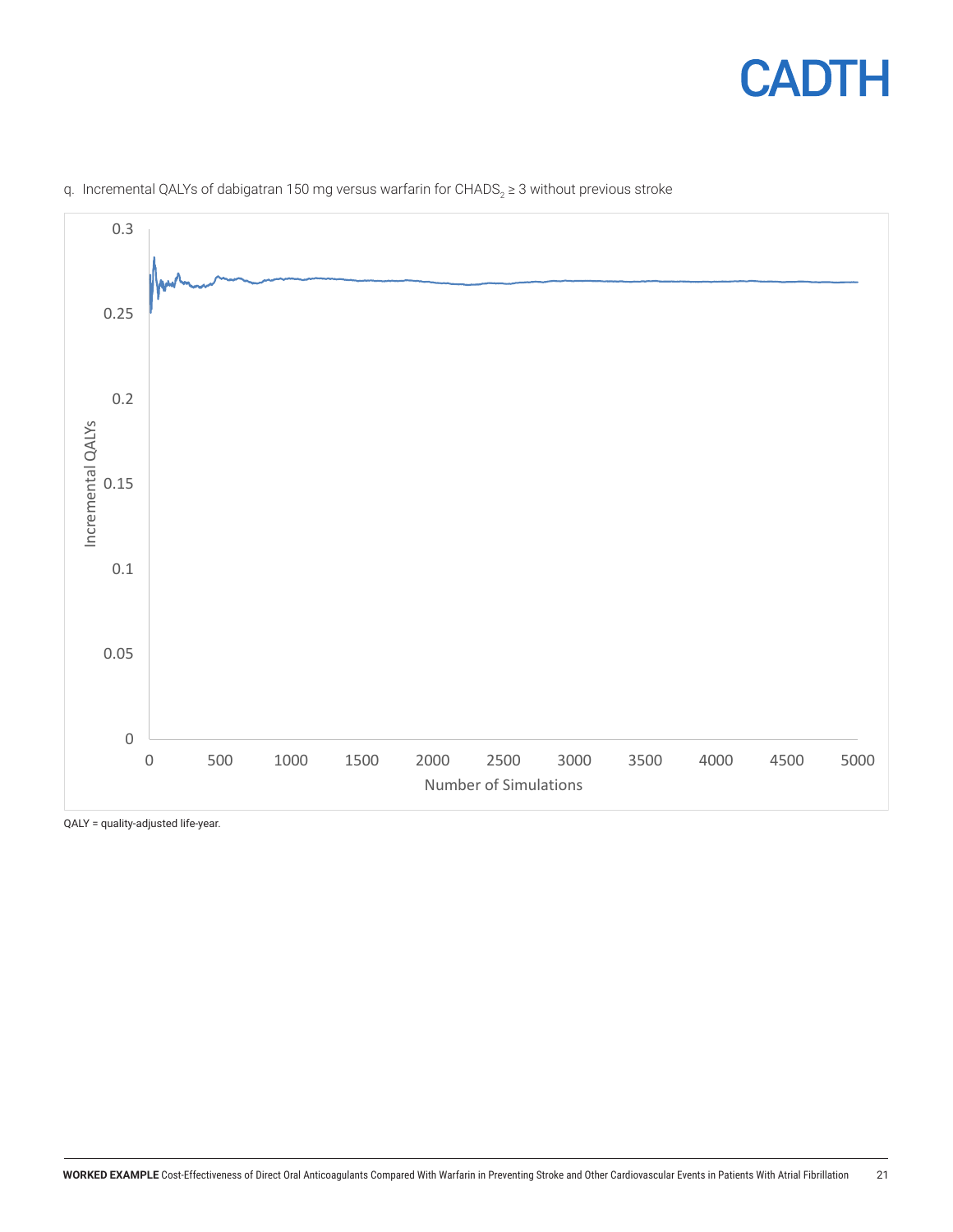q. Incremental QALYs of dabigatran 150 mg versus warfarin for $CHADS_2 \geq 3$ without previous stroke

QALY = quality-adjusted life-year.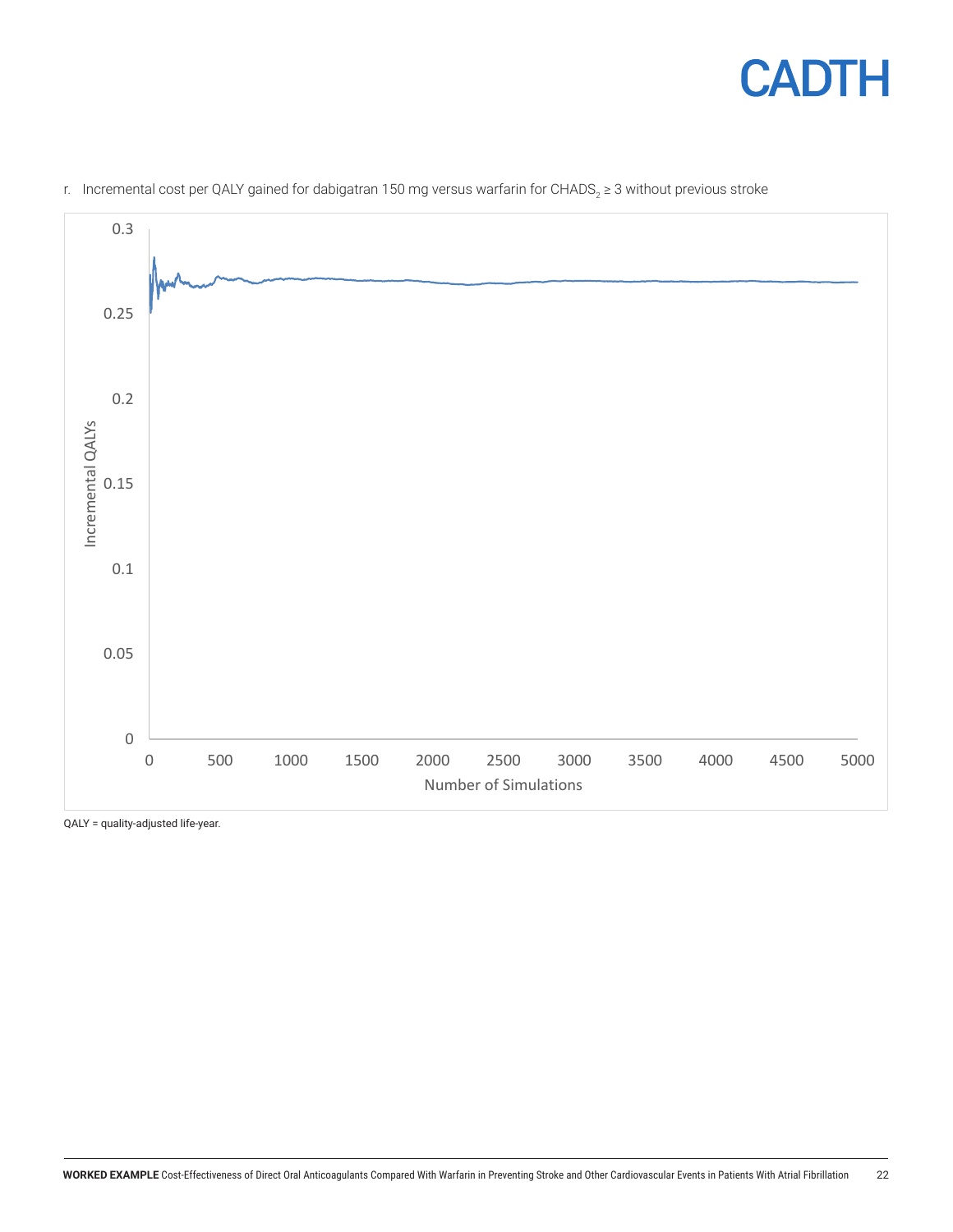r. Incremental cost per QALY gained for dabigatran 150 mg versus warfarin for $CHADS_2$ ≥ 3 without previous stroke

QALY = quality-adjusted life-year.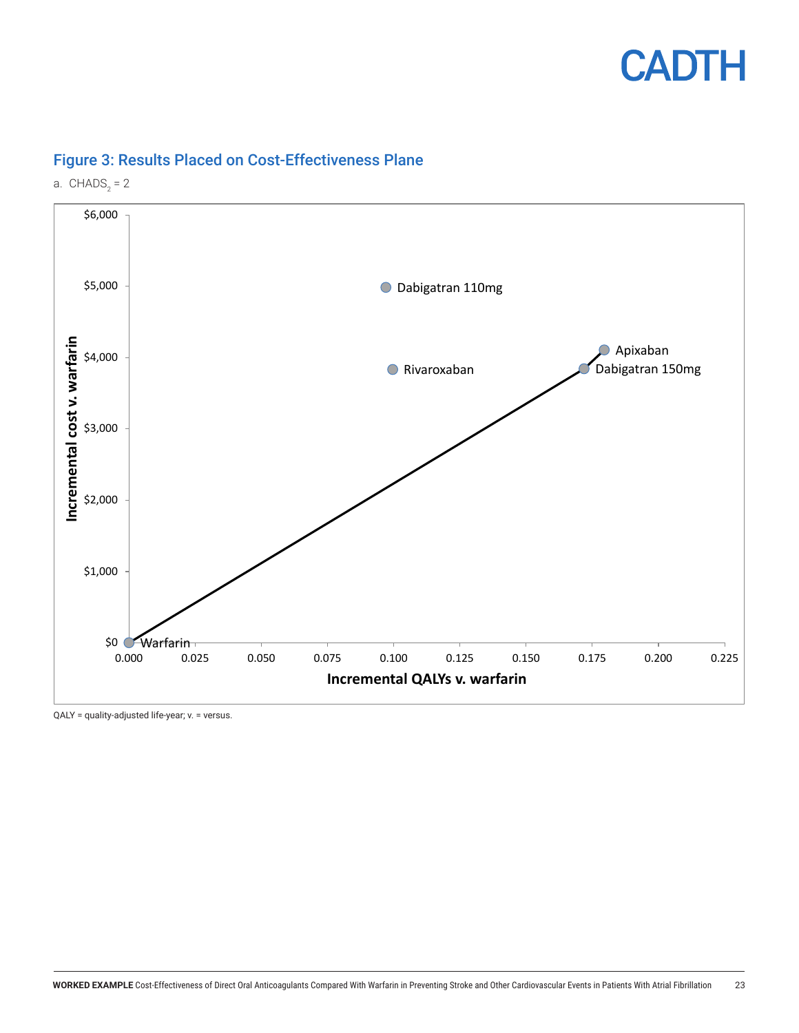## Figure 3: Results Placed on Cost-Effectiveness Plane

a. $CHADS_2$ = 2

Incremental cost v. warfarin

$6,000
$5,000
$4,000
$3,000
$2,000
$1,000
$0

Dabigatran 110mg

Apixaban

Rivaroxaban

Dabigatran 150mg

Warfarin

0.000 0.025 0.050 0.075 0.100 0.125 0.150 0.175 0.200 0.225

Incremental QALYs v. warfarin

QALY = quality-adjusted life-year; v. = versus.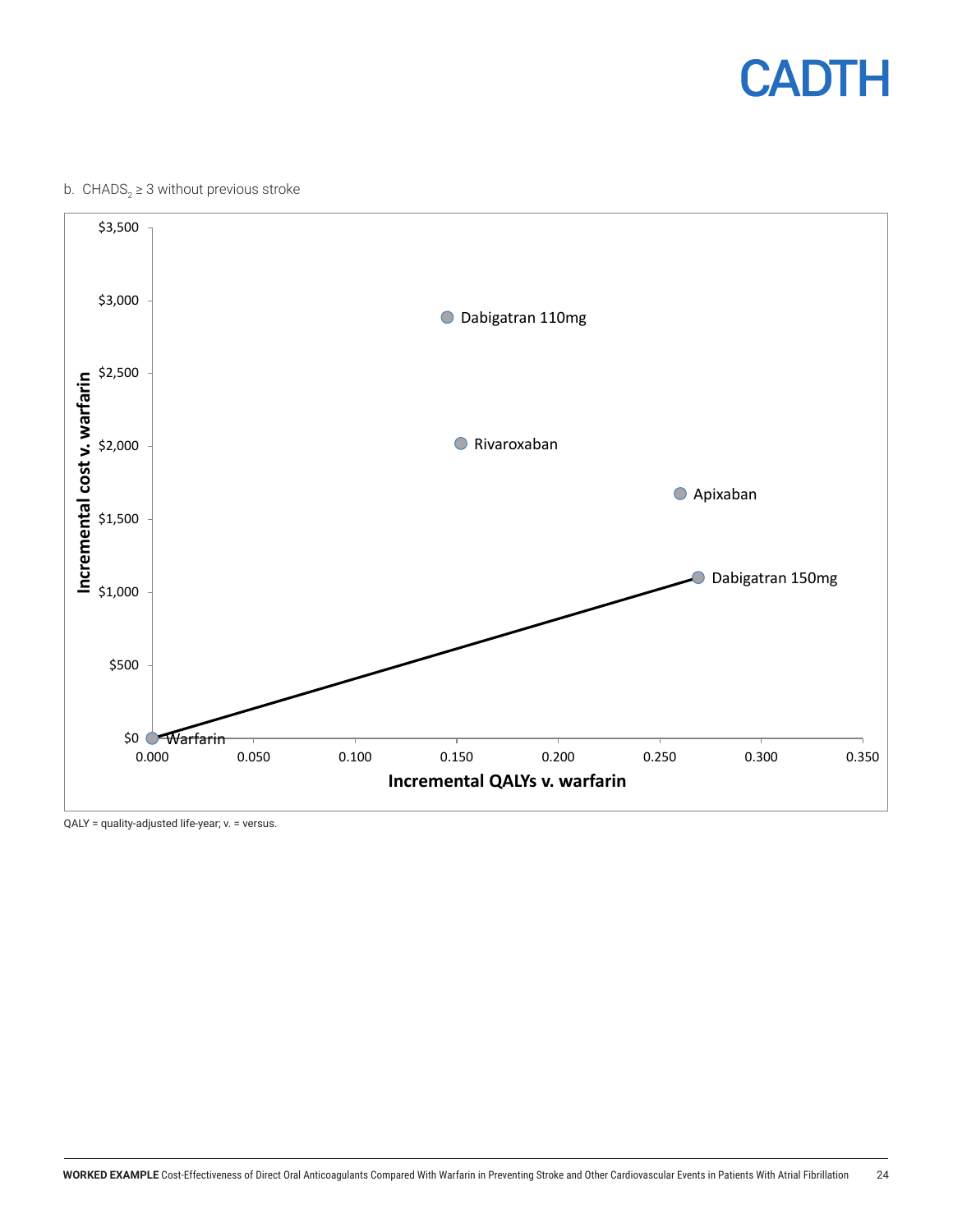b. $CHADS_2 \geq 3$ without previous stroke

| Treatment | Incremental QALYs v. warfarin | Incremental cost v. warfarin |
|---|---|---|
| Warfarin | 0.000 | $0 |
| Dabigatran 110mg | ~0.145 | ~$2,880 |
| Rivaroxaban | ~0.152 | ~$2,010 |
| Apixaban | ~0.260 | ~$1,670 |
| Dabigatran 150mg | ~0.269 | ~$1,100 |

Note: Values in the table above are approximate, read from a scatter plot of incremental cost v. warfarin (y-axis, $0 to $3,500) against incremental QALYs v. warfarin (x-axis, 0.000 to 0.350). In the plot, a line connects Warfarin to Dabigatran 150mg.

QALY = quality-adjusted life-year; v. = versus.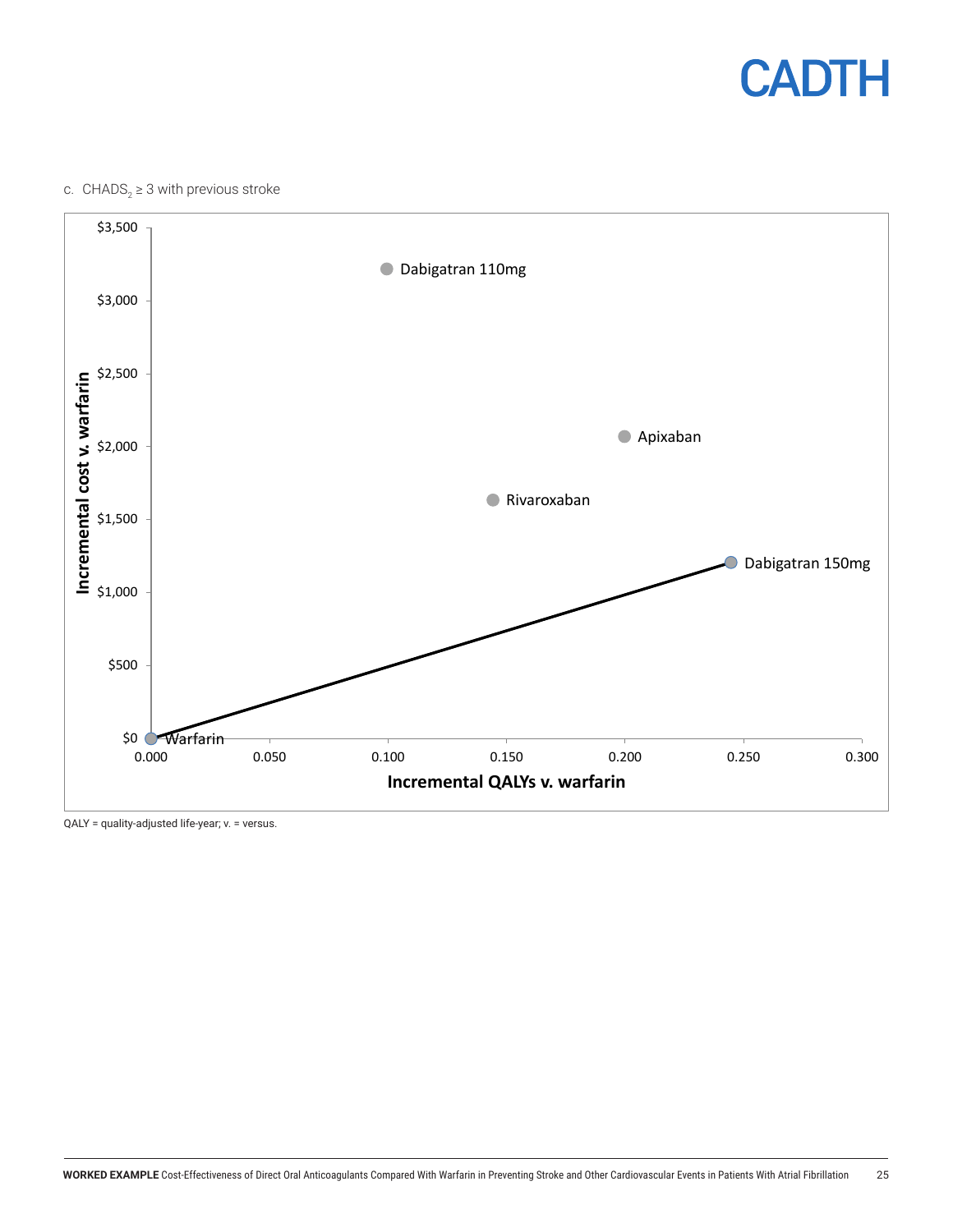c. $CHADS_2 \geq 3$ with previous stroke

Incremental cost v. warfarin

$3,500
$3,000
$2,500
$2,000
$1,500
$1,000
$500
$0

Dabigatran 110mg

Apixaban

Rivaroxaban

Dabigatran 150mg

Warfarin

0.000 0.050 0.100 0.150 0.200 0.250 0.300

Incremental QALYs v. warfarin

QALY = quality-adjusted life-year; v. = versus.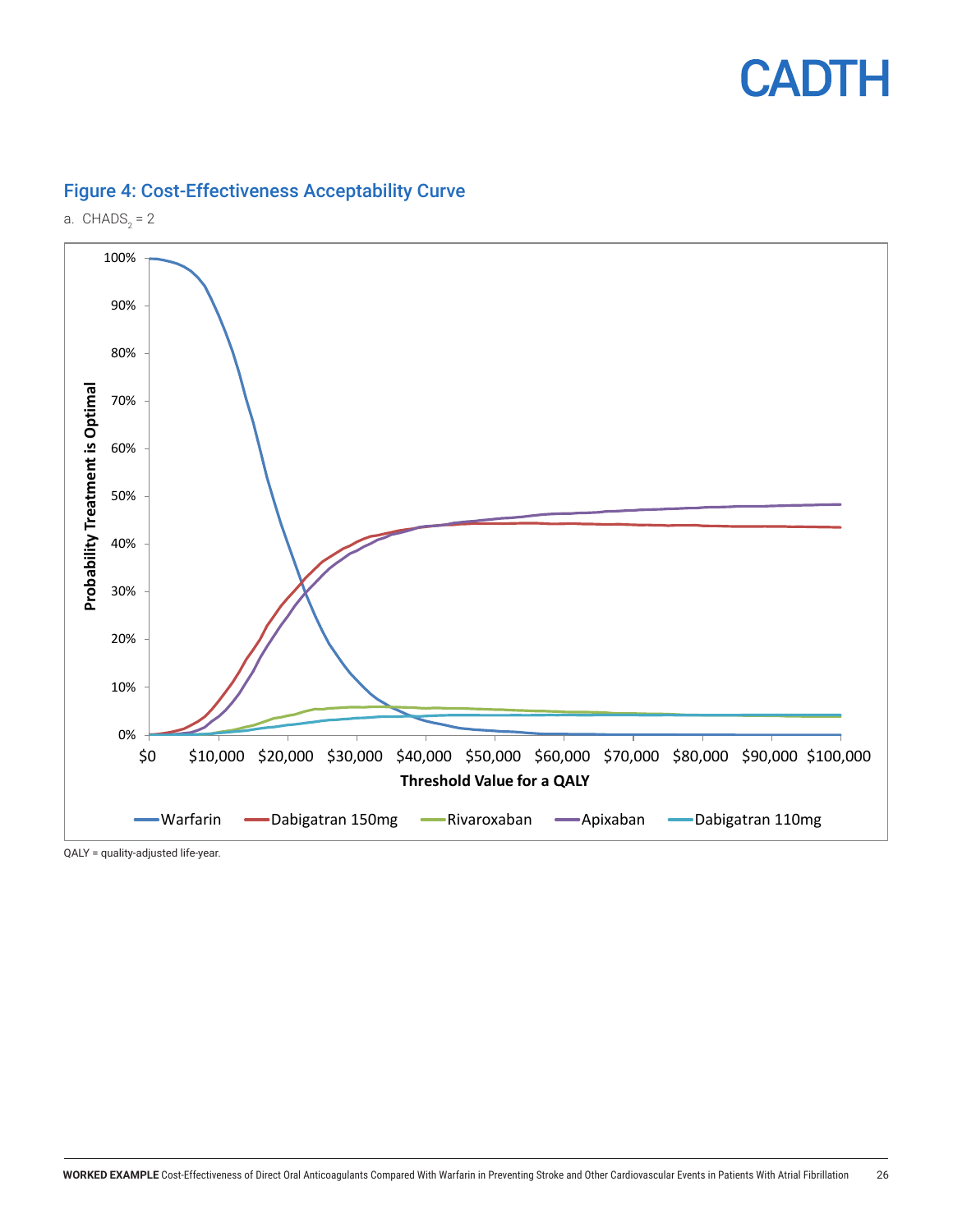## Figure 4: Cost-Effectiveness Acceptability Curve

a. $CHADS_2 = 2$

QALY = quality-adjusted life-year.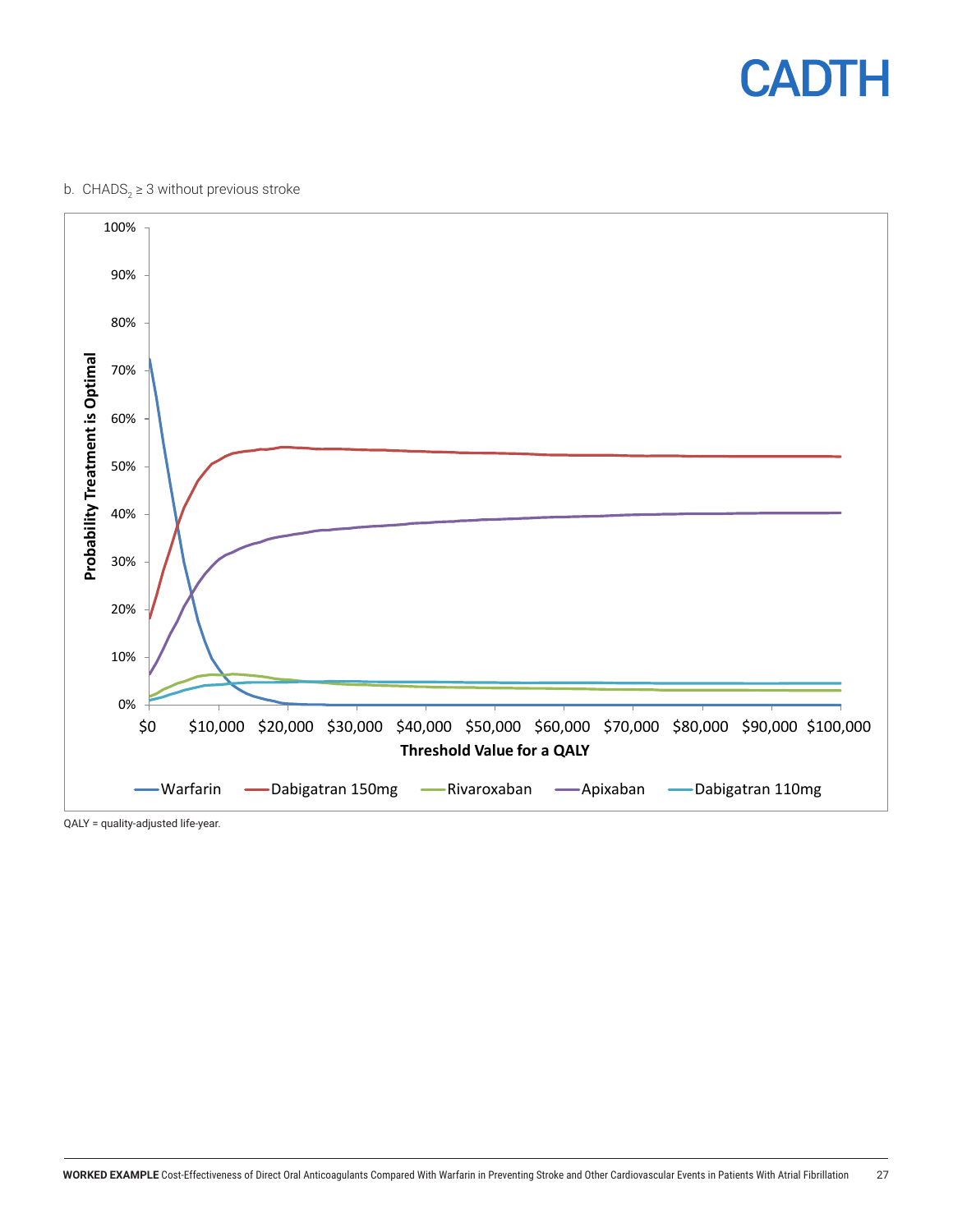b. $CHADS_2 \geq 3$ without previous stroke

QALY = quality-adjusted life-year.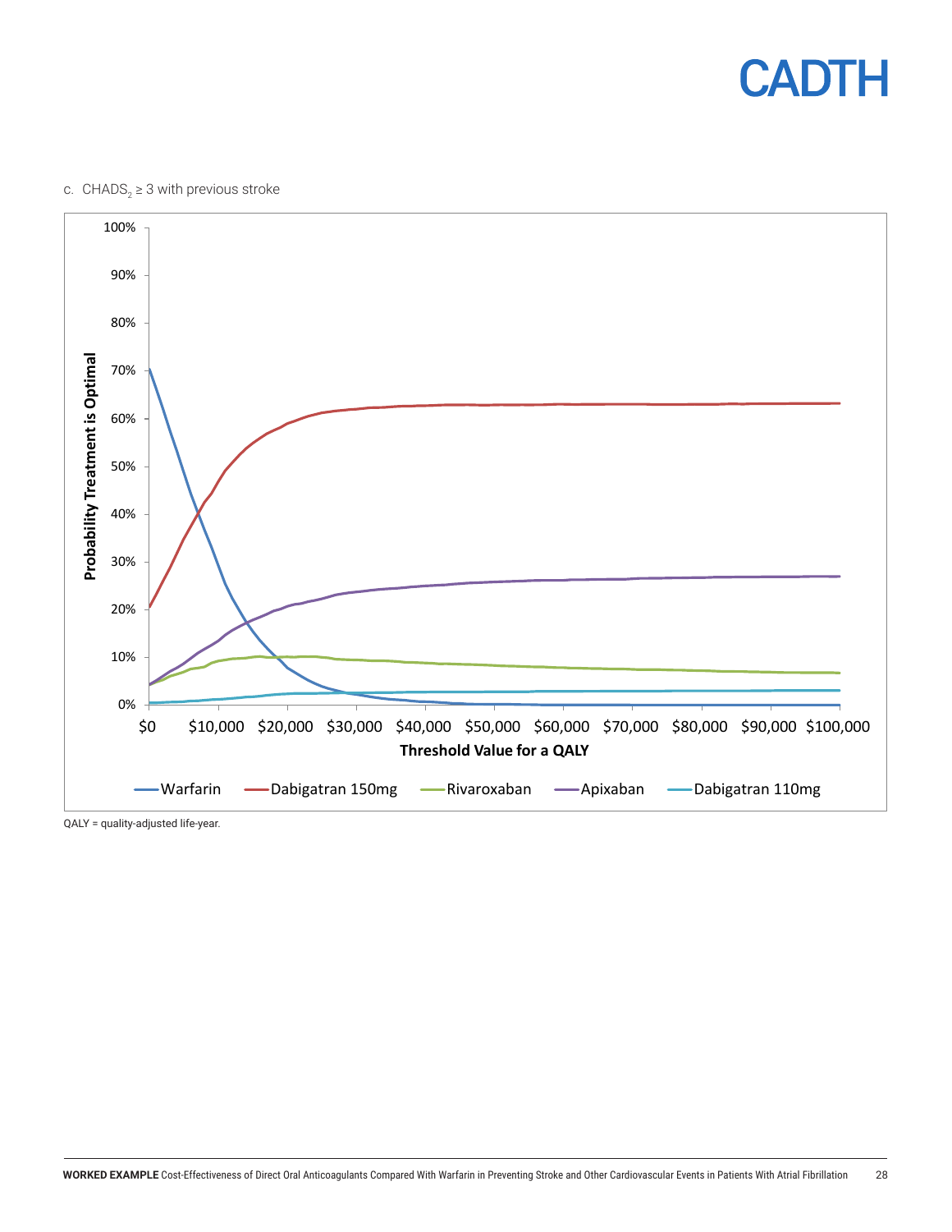c. $CHADS_2 \geq 3$ with previous stroke

QALY = quality-adjusted life-year.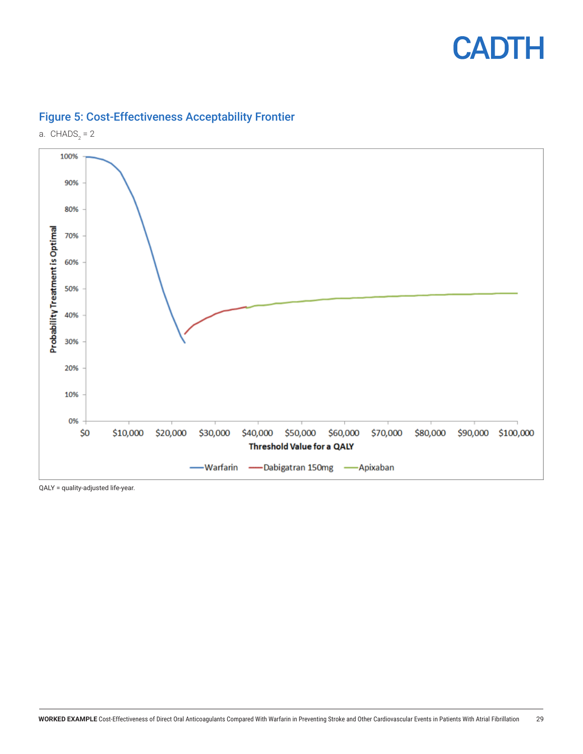## Figure 5: Cost-Effectiveness Acceptability Frontier

a. $CHADS_2$ = 2

QALY = quality-adjusted life-year.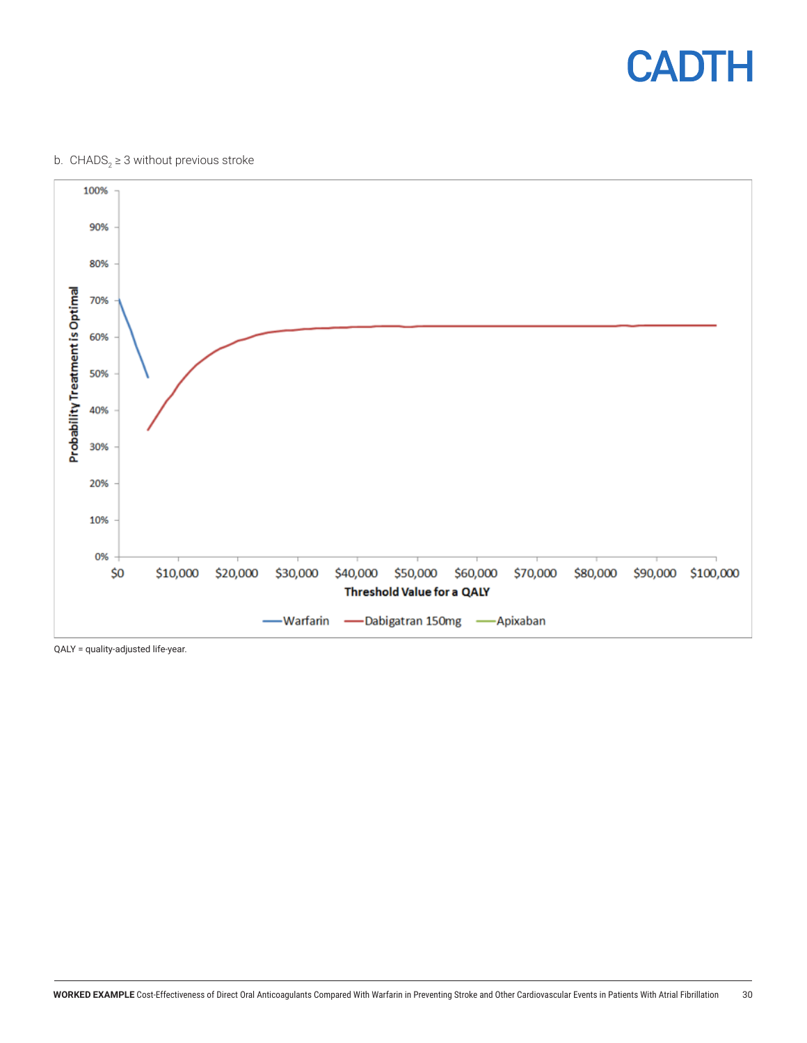b. $CHADS_2 \geq 3$ without previous stroke

QALY = quality-adjusted life-year.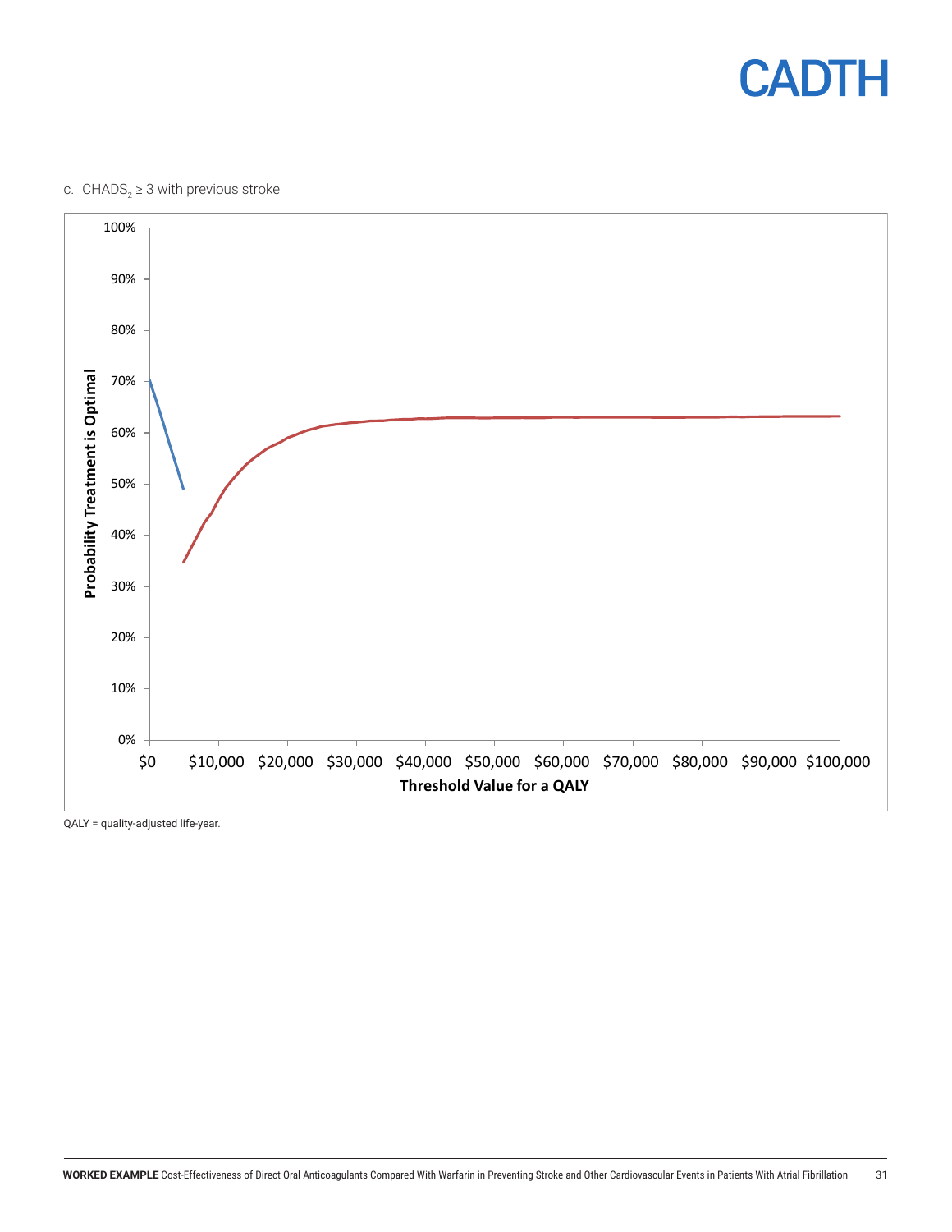c. $CHADS_2 \geq 3$ with previous stroke

QALY = quality-adjusted life-year.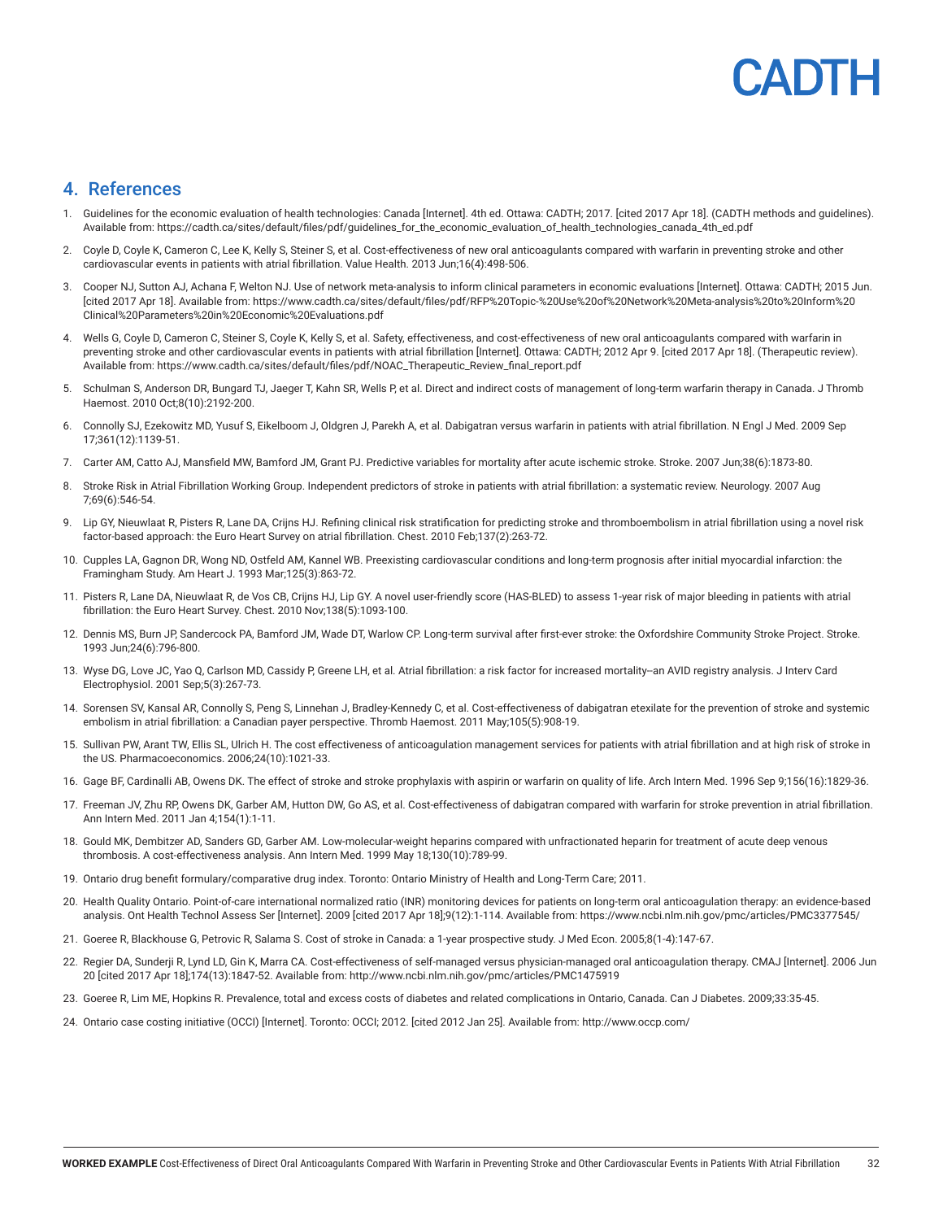## 4. References

1. Guidelines for the economic evaluation of health technologies: Canada [Internet]. 4th ed. Ottawa: CADTH; 2017. [cited 2017 Apr 18]. (CADTH methods and guidelines). Available from: https://cadth.ca/sites/default/files/pdf/guidelines_for_the_economic_evaluation_of_health_technologies_canada_4th_ed.pdf
2. Coyle D, Coyle K, Cameron C, Lee K, Kelly S, Steiner S, et al. Cost-effectiveness of new oral anticoagulants compared with warfarin in preventing stroke and other cardiovascular events in patients with atrial fibrillation. Value Health. 2013 Jun;16(4):498-506.
3. Cooper NJ, Sutton AJ, Achana F, Welton NJ. Use of network meta-analysis to inform clinical parameters in economic evaluations [Internet]. Ottawa: CADTH; 2015 Jun. [cited 2017 Apr 18]. Available from: https://www.cadth.ca/sites/default/files/pdf/RFP%20Topic-%20Use%20of%20Network%20Meta-analysis%20to%20Inform%20Clinical%20Parameters%20in%20Economic%20Evaluations.pdf
4. Wells G, Coyle D, Cameron C, Steiner S, Coyle K, Kelly S, et al. Safety, effectiveness, and cost-effectiveness of new oral anticoagulants compared with warfarin in preventing stroke and other cardiovascular events in patients with atrial fibrillation [Internet]. Ottawa: CADTH; 2012 Apr 9. [cited 2017 Apr 18]. (Therapeutic review). Available from: https://www.cadth.ca/sites/default/files/pdf/NOAC_Therapeutic_Review_final_report.pdf
5. Schulman S, Anderson DR, Bungard TJ, Jaeger T, Kahn SR, Wells P, et al. Direct and indirect costs of management of long-term warfarin therapy in Canada. J Thromb Haemost. 2010 Oct;8(10):2192-200.
6. Connolly SJ, Ezekowitz MD, Yusuf S, Eikelboom J, Oldgren J, Parekh A, et al. Dabigatran versus warfarin in patients with atrial fibrillation. N Engl J Med. 2009 Sep 17;361(12):1139-51.
7. Carter AM, Catto AJ, Mansfield MW, Bamford JM, Grant PJ. Predictive variables for mortality after acute ischemic stroke. Stroke. 2007 Jun;38(6):1873-80.
8. Stroke Risk in Atrial Fibrillation Working Group. Independent predictors of stroke in patients with atrial fibrillation: a systematic review. Neurology. 2007 Aug 7;69(6):546-54.
9. Lip GY, Nieuwlaat R, Pisters R, Lane DA, Crijns HJ. Refining clinical risk stratification for predicting stroke and thromboembolism in atrial fibrillation using a novel risk factor-based approach: the Euro Heart Survey on atrial fibrillation. Chest. 2010 Feb;137(2):263-72.
10. Cupples LA, Gagnon DR, Wong ND, Ostfeld AM, Kannel WB. Preexisting cardiovascular conditions and long-term prognosis after initial myocardial infarction: the Framingham Study. Am Heart J. 1993 Mar;125(3):863-72.
11. Pisters R, Lane DA, Nieuwlaat R, de Vos CB, Crijns HJ, Lip GY. A novel user-friendly score (HAS-BLED) to assess 1-year risk of major bleeding in patients with atrial fibrillation: the Euro Heart Survey. Chest. 2010 Nov;138(5):1093-100.
12. Dennis MS, Burn JP, Sandercock PA, Bamford JM, Wade DT, Warlow CP. Long-term survival after first-ever stroke: the Oxfordshire Community Stroke Project. Stroke. 1993 Jun;24(6):796-800.
13. Wyse DG, Love JC, Yao Q, Carlson MD, Cassidy P, Greene LH, et al. Atrial fibrillation: a risk factor for increased mortality--an AVID registry analysis. J Interv Card Electrophysiol. 2001 Sep;5(3):267-73.
14. Sorensen SV, Kansal AR, Connolly S, Peng S, Linnehan J, Bradley-Kennedy C, et al. Cost-effectiveness of dabigatran etexilate for the prevention of stroke and systemic embolism in atrial fibrillation: a Canadian payer perspective. Thromb Haemost. 2011 May;105(5):908-19.
15. Sullivan PW, Arant TW, Ellis SL, Ulrich H. The cost effectiveness of anticoagulation management services for patients with atrial fibrillation and at high risk of stroke in the US. Pharmacoeconomics. 2006;24(10):1021-33.
16. Gage BF, Cardinalli AB, Owens DK. The effect of stroke and stroke prophylaxis with aspirin or warfarin on quality of life. Arch Intern Med. 1996 Sep 9;156(16):1829-36.
17. Freeman JV, Zhu RP, Owens DK, Garber AM, Hutton DW, Go AS, et al. Cost-effectiveness of dabigatran compared with warfarin for stroke prevention in atrial fibrillation. Ann Intern Med. 2011 Jan 4;154(1):1-11.
18. Gould MK, Dembitzer AD, Sanders GD, Garber AM. Low-molecular-weight heparins compared with unfractionated heparin for treatment of acute deep venous thrombosis. A cost-effectiveness analysis. Ann Intern Med. 1999 May 18;130(10):789-99.
19. Ontario drug benefit formulary/comparative drug index. Toronto: Ontario Ministry of Health and Long-Term Care; 2011.
20. Health Quality Ontario. Point-of-care international normalized ratio (INR) monitoring devices for patients on long-term oral anticoagulation therapy: an evidence-based analysis. Ont Health Technol Assess Ser [Internet]. 2009 [cited 2017 Apr 18];9(12):1-114. Available from: https://www.ncbi.nlm.nih.gov/pmc/articles/PMC3377545/
21. Goeree R, Blackhouse G, Petrovic R, Salama S. Cost of stroke in Canada: a 1-year prospective study. J Med Econ. 2005;8(1-4):147-67.
22. Regier DA, Sunderji R, Lynd LD, Gin K, Marra CA. Cost-effectiveness of self-managed versus physician-managed oral anticoagulation therapy. CMAJ [Internet]. 2006 Jun 20 [cited 2017 Apr 18];174(13):1847-52. Available from: http://www.ncbi.nlm.nih.gov/pmc/articles/PMC1475919
23. Goeree R, Lim ME, Hopkins R. Prevalence, total and excess costs of diabetes and related complications in Ontario, Canada. Can J Diabetes. 2009;33:35-45.
24. Ontario case costing initiative (OCCI) [Internet]. Toronto: OCCI; 2012. [cited 2012 Jan 25]. Available from: http://www.occp.com/